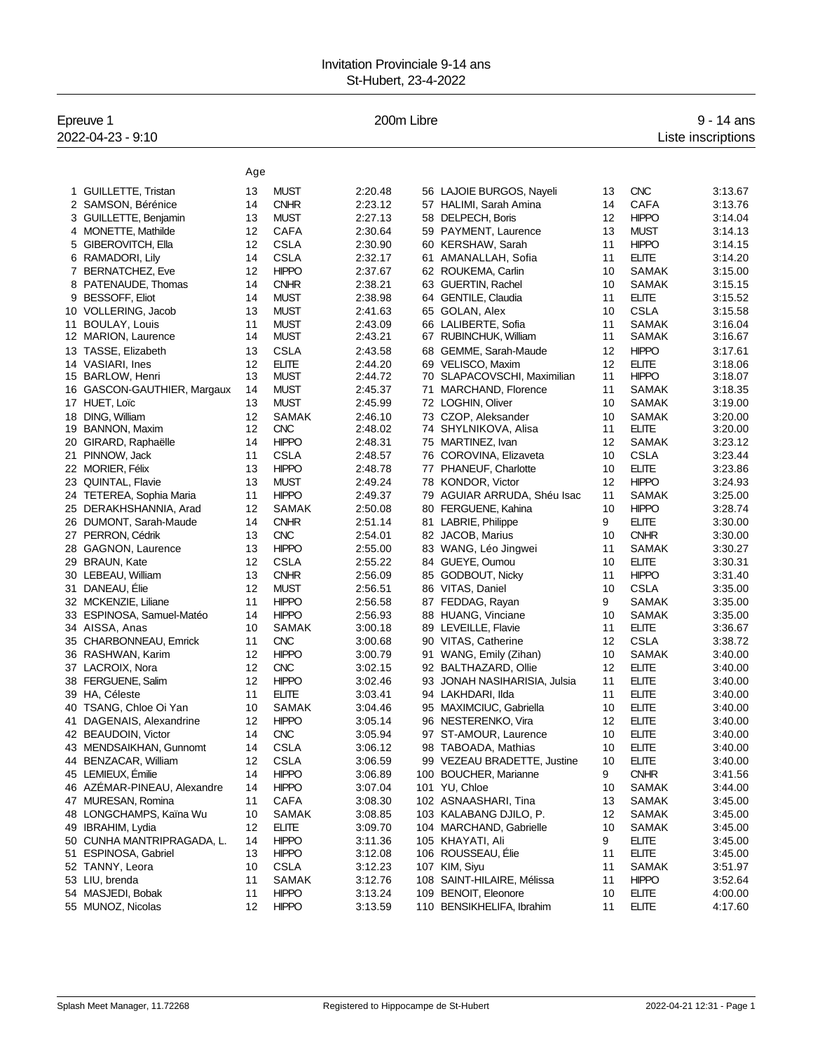Invitation Provinciale 9-14 ans
St-Hubert, 23-4-2022

Epreuve 1 — 200m Libre — 9 - 14 ans
2022-04-23 - 9:10 — Liste inscriptions

| # | Nom | Age | Club | Temps |
|---|---|---|---|---|
| 1 | GUILLETTE, Tristan | 13 | MUST | 2:20.48 |
| 2 | SAMSON, Bérénice | 14 | CNHR | 2:23.12 |
| 3 | GUILLETTE, Benjamin | 13 | MUST | 2:27.13 |
| 4 | MONETTE, Mathilde | 12 | CAFA | 2:30.64 |
| 5 | GIBEROVITCH, Ella | 12 | CSLA | 2:30.90 |
| 6 | RAMADORI, Lily | 14 | CSLA | 2:32.17 |
| 7 | BERNATCHEZ, Eve | 12 | HIPPO | 2:37.67 |
| 8 | PATENAUDE, Thomas | 14 | CNHR | 2:38.21 |
| 9 | BESSOFF, Eliot | 14 | MUST | 2:38.98 |
| 10 | VOLLERING, Jacob | 13 | MUST | 2:41.63 |
| 11 | BOULAY, Louis | 11 | MUST | 2:43.09 |
| 12 | MARION, Laurence | 14 | MUST | 2:43.21 |
| 13 | TASSE, Elizabeth | 13 | CSLA | 2:43.58 |
| 14 | VASIARI, Ines | 12 | ELITE | 2:44.20 |
| 15 | BARLOW, Henri | 13 | MUST | 2:44.72 |
| 16 | GASCON-GAUTHIER, Margaux | 14 | MUST | 2:45.37 |
| 17 | HUET, Loïc | 13 | MUST | 2:45.99 |
| 18 | DING, William | 12 | SAMAK | 2:46.10 |
| 19 | BANNON, Maxim | 12 | CNC | 2:48.02 |
| 20 | GIRARD, Raphaëlle | 14 | HIPPO | 2:48.31 |
| 21 | PINNOW, Jack | 11 | CSLA | 2:48.57 |
| 22 | MORIER, Félix | 13 | HIPPO | 2:48.78 |
| 23 | QUINTAL, Flavie | 13 | MUST | 2:49.24 |
| 24 | TETEREA, Sophia Maria | 11 | HIPPO | 2:49.37 |
| 25 | DERAKHSHANNIA, Arad | 12 | SAMAK | 2:50.08 |
| 26 | DUMONT, Sarah-Maude | 14 | CNHR | 2:51.14 |
| 27 | PERRON, Cédrik | 13 | CNC | 2:54.01 |
| 28 | GAGNON, Laurence | 13 | HIPPO | 2:55.00 |
| 29 | BRAUN, Kate | 12 | CSLA | 2:55.22 |
| 30 | LEBEAU, William | 13 | CNHR | 2:56.09 |
| 31 | DANEAU, Élie | 12 | MUST | 2:56.51 |
| 32 | MCKENZIE, Liliane | 11 | HIPPO | 2:56.58 |
| 33 | ESPINOSA, Samuel-Matéo | 14 | HIPPO | 2:56.93 |
| 34 | AISSA, Anas | 10 | SAMAK | 3:00.18 |
| 35 | CHARBONNEAU, Emrick | 11 | CNC | 3:00.68 |
| 36 | RASHWAN, Karim | 12 | HIPPO | 3:00.79 |
| 37 | LACROIX, Nora | 12 | CNC | 3:02.15 |
| 38 | FERGUENE, Salim | 12 | HIPPO | 3:02.46 |
| 39 | HA, Céleste | 11 | ELITE | 3:03.41 |
| 40 | TSANG, Chloe Oi Yan | 10 | SAMAK | 3:04.46 |
| 41 | DAGENAIS, Alexandrine | 12 | HIPPO | 3:05.14 |
| 42 | BEAUDOIN, Victor | 14 | CNC | 3:05.94 |
| 43 | MENDSAIKHAN, Gunnomt | 14 | CSLA | 3:06.12 |
| 44 | BENZACAR, William | 12 | CSLA | 3:06.59 |
| 45 | LEMIEUX, Émilie | 14 | HIPPO | 3:06.89 |
| 46 | AZÉMAR-PINEAU, Alexandre | 14 | HIPPO | 3:07.04 |
| 47 | MURESAN, Romina | 11 | CAFA | 3:08.30 |
| 48 | LONGCHAMPS, Kaïna Wu | 10 | SAMAK | 3:08.85 |
| 49 | IBRAHIM, Lydia | 12 | ELITE | 3:09.70 |
| 50 | CUNHA MANTRIPRAGADA, L. | 14 | HIPPO | 3:11.36 |
| 51 | ESPINOSA, Gabriel | 13 | HIPPO | 3:12.08 |
| 52 | TANNY, Leora | 10 | CSLA | 3:12.23 |
| 53 | LIU, brenda | 11 | SAMAK | 3:12.76 |
| 54 | MASJEDI, Bobak | 11 | HIPPO | 3:13.24 |
| 55 | MUNOZ, Nicolas | 12 | HIPPO | 3:13.59 |
| 56 | LAJOIE BURGOS, Nayeli | 13 | CNC | 3:13.67 |
| 57 | HALIMI, Sarah Amina | 14 | CAFA | 3:13.76 |
| 58 | DELPECH, Boris | 12 | HIPPO | 3:14.04 |
| 59 | PAYMENT, Laurence | 13 | MUST | 3:14.13 |
| 60 | KERSHAW, Sarah | 11 | HIPPO | 3:14.15 |
| 61 | AMANALLAH, Sofia | 11 | ELITE | 3:14.20 |
| 62 | ROUKEMA, Carlin | 10 | SAMAK | 3:15.00 |
| 63 | GUERTIN, Rachel | 10 | SAMAK | 3:15.15 |
| 64 | GENTILE, Claudia | 11 | ELITE | 3:15.52 |
| 65 | GOLAN, Alex | 10 | CSLA | 3:15.58 |
| 66 | LALIBERTE, Sofia | 11 | SAMAK | 3:16.04 |
| 67 | RUBINCHUK, William | 11 | SAMAK | 3:16.67 |
| 68 | GEMME, Sarah-Maude | 12 | HIPPO | 3:17.61 |
| 69 | VELISCO, Maxim | 12 | ELITE | 3:18.06 |
| 70 | SLAPACOVSCHI, Maximilian | 11 | HIPPO | 3:18.07 |
| 71 | MARCHAND, Florence | 11 | SAMAK | 3:18.35 |
| 72 | LOGHIN, Oliver | 10 | SAMAK | 3:19.00 |
| 73 | CZOP, Aleksander | 10 | SAMAK | 3:20.00 |
| 74 | SHYLNIKOVA, Alisa | 11 | ELITE | 3:20.00 |
| 75 | MARTINEZ, Ivan | 12 | SAMAK | 3:23.12 |
| 76 | COROVINA, Elizaveta | 10 | CSLA | 3:23.44 |
| 77 | PHANEUF, Charlotte | 10 | ELITE | 3:23.86 |
| 78 | KONDOR, Victor | 12 | HIPPO | 3:24.93 |
| 79 | AGUIAR ARRUDA, Shéu Isac | 11 | SAMAK | 3:25.00 |
| 80 | FERGUENE, Kahina | 10 | HIPPO | 3:28.74 |
| 81 | LABRIE, Philippe | 9 | ELITE | 3:30.00 |
| 82 | JACOB, Marius | 10 | CNHR | 3:30.00 |
| 83 | WANG, Léo Jingwei | 11 | SAMAK | 3:30.27 |
| 84 | GUEYE, Oumou | 10 | ELITE | 3:30.31 |
| 85 | GODBOUT, Nicky | 11 | HIPPO | 3:31.40 |
| 86 | VITAS, Daniel | 10 | CSLA | 3:35.00 |
| 87 | FEDDAG, Rayan | 9 | SAMAK | 3:35.00 |
| 88 | HUANG, Vinciane | 10 | SAMAK | 3:35.00 |
| 89 | LEVEILLE, Flavie | 11 | ELITE | 3:36.67 |
| 90 | VITAS, Catherine | 12 | CSLA | 3:38.72 |
| 91 | WANG, Emily (Zihan) | 10 | SAMAK | 3:40.00 |
| 92 | BALTHAZARD, Ollie | 12 | ELITE | 3:40.00 |
| 93 | JONAH NASIHARISIA, Julsia | 11 | ELITE | 3:40.00 |
| 94 | LAKHDARI, Ilda | 11 | ELITE | 3:40.00 |
| 95 | MAXIMCIUC, Gabriella | 10 | ELITE | 3:40.00 |
| 96 | NESTERENKO, Vira | 12 | ELITE | 3:40.00 |
| 97 | ST-AMOUR, Laurence | 10 | ELITE | 3:40.00 |
| 98 | TABOADA, Mathias | 10 | ELITE | 3:40.00 |
| 99 | VEZEAU BRADETTE, Justine | 10 | ELITE | 3:40.00 |
| 100 | BOUCHER, Marianne | 9 | CNHR | 3:41.56 |
| 101 | YU, Chloe | 10 | SAMAK | 3:44.00 |
| 102 | ASNAASHARI, Tina | 13 | SAMAK | 3:45.00 |
| 103 | KALABANG DJILO, P. | 12 | SAMAK | 3:45.00 |
| 104 | MARCHAND, Gabrielle | 10 | SAMAK | 3:45.00 |
| 105 | KHAYATI, Ali | 9 | ELITE | 3:45.00 |
| 106 | ROUSSEAU, Élie | 11 | ELITE | 3:45.00 |
| 107 | KIM, Siyu | 11 | SAMAK | 3:51.97 |
| 108 | SAINT-HILAIRE, Mélissa | 11 | HIPPO | 3:52.64 |
| 109 | BENOIT, Eleonore | 10 | ELITE | 4:00.00 |
| 110 | BENSIKHELIFA, Ibrahim | 11 | ELITE | 4:17.60 |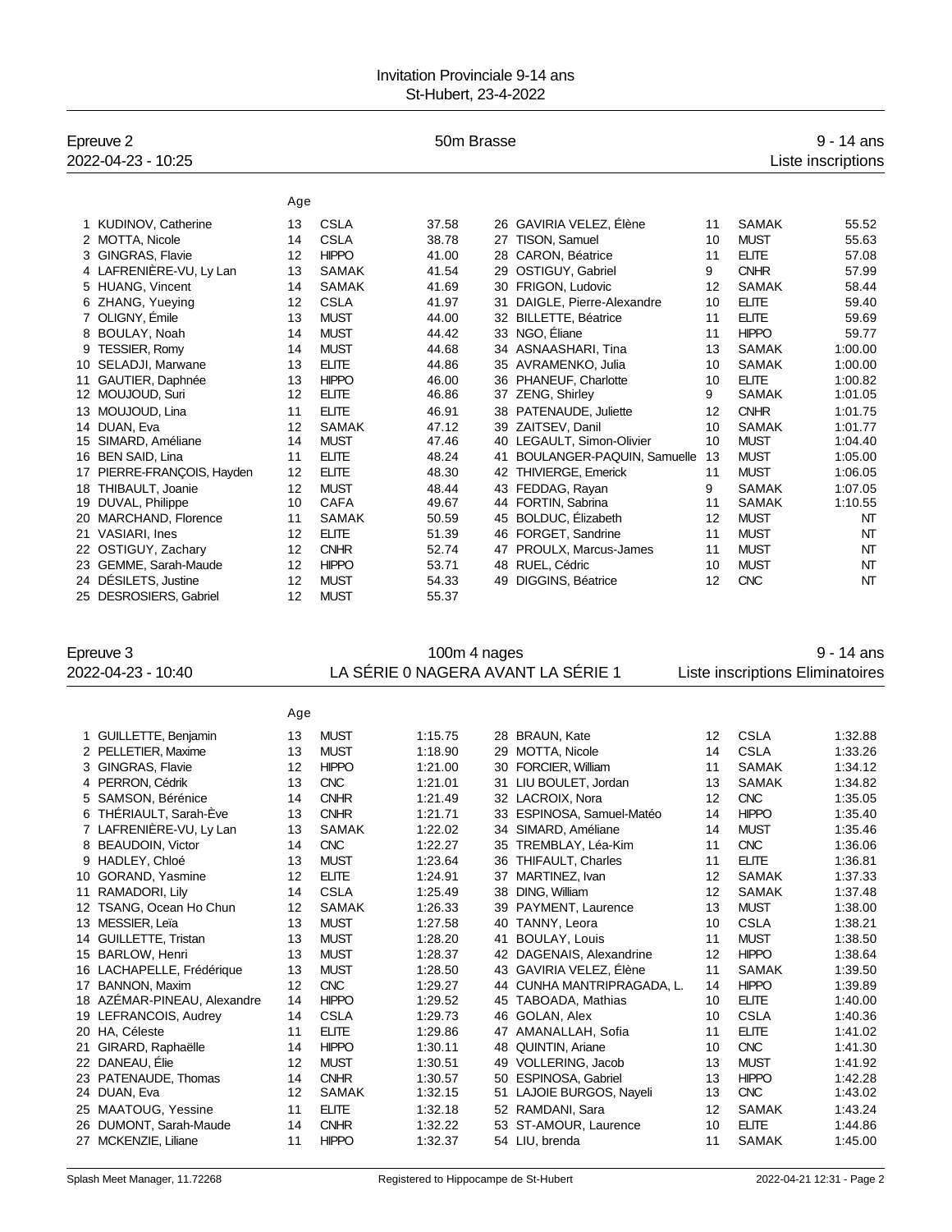Invitation Provinciale 9-14 ans
St-Hubert, 23-4-2022

## Epreuve 2 — 50m Brasse — 9 - 14 ans

2022-04-23 - 10:25 — Liste inscriptions

| # | Nom | Age | Club | Temps |
|---|---|---|---|---|
| 1 | KUDINOV, Catherine | 13 | CSLA | 37.58 |
| 2 | MOTTA, Nicole | 14 | CSLA | 38.78 |
| 3 | GINGRAS, Flavie | 12 | HIPPO | 41.00 |
| 4 | LAFRENIÈRE-VU, Ly Lan | 13 | SAMAK | 41.54 |
| 5 | HUANG, Vincent | 14 | SAMAK | 41.69 |
| 6 | ZHANG, Yueying | 12 | CSLA | 41.97 |
| 7 | OLIGNY, Émile | 13 | MUST | 44.00 |
| 8 | BOULAY, Noah | 14 | MUST | 44.42 |
| 9 | TESSIER, Romy | 14 | MUST | 44.68 |
| 10 | SELADJI, Marwane | 13 | ELITE | 44.86 |
| 11 | GAUTIER, Daphnée | 13 | HIPPO | 46.00 |
| 12 | MOUJOUD, Suri | 12 | ELITE | 46.86 |
| 13 | MOUJOUD, Lina | 11 | ELITE | 46.91 |
| 14 | DUAN, Eva | 12 | SAMAK | 47.12 |
| 15 | SIMARD, Améliane | 14 | MUST | 47.46 |
| 16 | BEN SAID, Lina | 11 | ELITE | 48.24 |
| 17 | PIERRE-FRANÇOIS, Hayden | 12 | ELITE | 48.30 |
| 18 | THIBAULT, Joanie | 12 | MUST | 48.44 |
| 19 | DUVAL, Philippe | 10 | CAFA | 49.67 |
| 20 | MARCHAND, Florence | 11 | SAMAK | 50.59 |
| 21 | VASIARI, Ines | 12 | ELITE | 51.39 |
| 22 | OSTIGUY, Zachary | 12 | CNHR | 52.74 |
| 23 | GEMME, Sarah-Maude | 12 | HIPPO | 53.71 |
| 24 | DÉSILETS, Justine | 12 | MUST | 54.33 |
| 25 | DESROSIERS, Gabriel | 12 | MUST | 55.37 |
| 26 | GAVIRIA VELEZ, Élène | 11 | SAMAK | 55.52 |
| 27 | TISON, Samuel | 10 | MUST | 55.63 |
| 28 | CARON, Béatrice | 11 | ELITE | 57.08 |
| 29 | OSTIGUY, Gabriel | 9 | CNHR | 57.99 |
| 30 | FRIGON, Ludovic | 12 | SAMAK | 58.44 |
| 31 | DAIGLE, Pierre-Alexandre | 10 | ELITE | 59.40 |
| 32 | BILLETTE, Béatrice | 11 | ELITE | 59.69 |
| 33 | NGO, Éliane | 11 | HIPPO | 59.77 |
| 34 | ASNAASHARI, Tina | 13 | SAMAK | 1:00.00 |
| 35 | AVRAMENKO, Julia | 10 | SAMAK | 1:00.00 |
| 36 | PHANEUF, Charlotte | 10 | ELITE | 1:00.82 |
| 37 | ZENG, Shirley | 9 | SAMAK | 1:01.05 |
| 38 | PATENAUDE, Juliette | 12 | CNHR | 1:01.75 |
| 39 | ZAITSEV, Danil | 10 | SAMAK | 1:01.77 |
| 40 | LEGAULT, Simon-Olivier | 10 | MUST | 1:04.40 |
| 41 | BOULANGER-PAQUIN, Samuelle | 13 | MUST | 1:05.00 |
| 42 | THIVIERGE, Emerick | 11 | MUST | 1:06.05 |
| 43 | FEDDAG, Rayan | 9 | SAMAK | 1:07.05 |
| 44 | FORTIN, Sabrina | 11 | SAMAK | 1:10.55 |
| 45 | BOLDUC, Élizabeth | 12 | MUST | NT |
| 46 | FORGET, Sandrine | 11 | MUST | NT |
| 47 | PROULX, Marcus-James | 11 | MUST | NT |
| 48 | RUEL, Cédric | 10 | MUST | NT |
| 49 | DIGGINS, Béatrice | 12 | CNC | NT |

## Epreuve 3 — 100m 4 nages — 9 - 14 ans

2022-04-23 - 10:40 — LA SÉRIE 0 NAGERA AVANT LA SÉRIE 1 — Liste inscriptions Eliminatoires

| # | Nom | Age | Club | Temps |
|---|---|---|---|---|
| 1 | GUILLETTE, Benjamin | 13 | MUST | 1:15.75 |
| 2 | PELLETIER, Maxime | 13 | MUST | 1:18.90 |
| 3 | GINGRAS, Flavie | 12 | HIPPO | 1:21.00 |
| 4 | PERRON, Cédrik | 13 | CNC | 1:21.01 |
| 5 | SAMSON, Bérénice | 14 | CNHR | 1:21.49 |
| 6 | THÉRIAULT, Sarah-Ève | 13 | CNHR | 1:21.71 |
| 7 | LAFRENIÈRE-VU, Ly Lan | 13 | SAMAK | 1:22.02 |
| 8 | BEAUDOIN, Victor | 14 | CNC | 1:22.27 |
| 9 | HADLEY, Chloé | 13 | MUST | 1:23.64 |
| 10 | GORAND, Yasmine | 12 | ELITE | 1:24.91 |
| 11 | RAMADORI, Lily | 14 | CSLA | 1:25.49 |
| 12 | TSANG, Ocean Ho Chun | 12 | SAMAK | 1:26.33 |
| 13 | MESSIER, Leïa | 13 | MUST | 1:27.58 |
| 14 | GUILLETTE, Tristan | 13 | MUST | 1:28.20 |
| 15 | BARLOW, Henri | 13 | MUST | 1:28.37 |
| 16 | LACHAPELLE, Frédérique | 13 | MUST | 1:28.50 |
| 17 | BANNON, Maxim | 12 | CNC | 1:29.27 |
| 18 | AZÉMAR-PINEAU, Alexandre | 14 | HIPPO | 1:29.52 |
| 19 | LEFRANCOIS, Audrey | 14 | CSLA | 1:29.73 |
| 20 | HA, Céleste | 11 | ELITE | 1:29.86 |
| 21 | GIRARD, Raphaëlle | 14 | HIPPO | 1:30.11 |
| 22 | DANEAU, Élie | 12 | MUST | 1:30.51 |
| 23 | PATENAUDE, Thomas | 14 | CNHR | 1:30.57 |
| 24 | DUAN, Eva | 12 | SAMAK | 1:32.15 |
| 25 | MAATOUG, Yessine | 11 | ELITE | 1:32.18 |
| 26 | DUMONT, Sarah-Maude | 14 | CNHR | 1:32.22 |
| 27 | MCKENZIE, Liliane | 11 | HIPPO | 1:32.37 |
| 28 | BRAUN, Kate | 12 | CSLA | 1:32.88 |
| 29 | MOTTA, Nicole | 14 | CSLA | 1:33.26 |
| 30 | FORCIER, William | 11 | SAMAK | 1:34.12 |
| 31 | LIU BOULET, Jordan | 13 | SAMAK | 1:34.82 |
| 32 | LACROIX, Nora | 12 | CNC | 1:35.05 |
| 33 | ESPINOSA, Samuel-Matéo | 14 | HIPPO | 1:35.40 |
| 34 | SIMARD, Améliane | 14 | MUST | 1:35.46 |
| 35 | TREMBLAY, Léa-Kim | 11 | CNC | 1:36.06 |
| 36 | THIFAULT, Charles | 11 | ELITE | 1:36.81 |
| 37 | MARTINEZ, Ivan | 12 | SAMAK | 1:37.33 |
| 38 | DING, William | 12 | SAMAK | 1:37.48 |
| 39 | PAYMENT, Laurence | 13 | MUST | 1:38.00 |
| 40 | TANNY, Leora | 10 | CSLA | 1:38.21 |
| 41 | BOULAY, Louis | 11 | MUST | 1:38.50 |
| 42 | DAGENAIS, Alexandrine | 12 | HIPPO | 1:38.64 |
| 43 | GAVIRIA VELEZ, Élène | 11 | SAMAK | 1:39.50 |
| 44 | CUNHA MANTRIPRAGADA, L. | 14 | HIPPO | 1:39.89 |
| 45 | TABOADA, Mathias | 10 | ELITE | 1:40.00 |
| 46 | GOLAN, Alex | 10 | CSLA | 1:40.36 |
| 47 | AMANALLAH, Sofia | 11 | ELITE | 1:41.02 |
| 48 | QUINTIN, Ariane | 10 | CNC | 1:41.30 |
| 49 | VOLLERING, Jacob | 13 | MUST | 1:41.92 |
| 50 | ESPINOSA, Gabriel | 13 | HIPPO | 1:42.28 |
| 51 | LAJOIE BURGOS, Nayeli | 13 | CNC | 1:43.02 |
| 52 | RAMDANI, Sara | 12 | SAMAK | 1:43.24 |
| 53 | ST-AMOUR, Laurence | 10 | ELITE | 1:44.86 |
| 54 | LIU, brenda | 11 | SAMAK | 1:45.00 |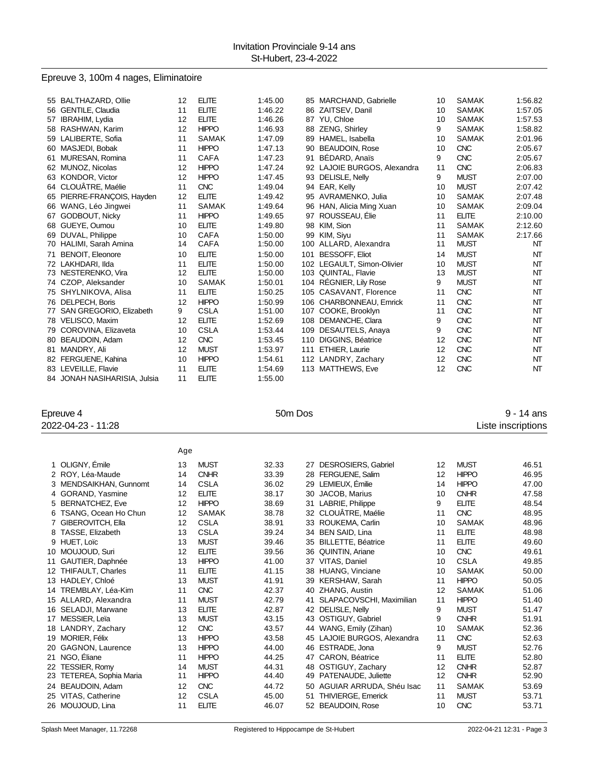Invitation Provinciale 9-14 ans
St-Hubert, 23-4-2022

## Epreuve 3, 100m 4 nages, Eliminatoire

| # | Nom | Age | Club | Temps |
|---|---|---|---|---|
| 55 | BALTHAZARD, Ollie | 12 | ELITE | 1:45.00 |
| 56 | GENTILE, Claudia | 11 | ELITE | 1:46.22 |
| 57 | IBRAHIM, Lydia | 12 | ELITE | 1:46.26 |
| 58 | RASHWAN, Karim | 12 | HIPPO | 1:46.93 |
| 59 | LALIBERTE, Sofia | 11 | SAMAK | 1:47.09 |
| 60 | MASJEDI, Bobak | 11 | HIPPO | 1:47.13 |
| 61 | MURESAN, Romina | 11 | CAFA | 1:47.23 |
| 62 | MUNOZ, Nicolas | 12 | HIPPO | 1:47.24 |
| 63 | KONDOR, Victor | 12 | HIPPO | 1:47.45 |
| 64 | CLOUÂTRE, Maélie | 11 | CNC | 1:49.04 |
| 65 | PIERRE-FRANÇOIS, Hayden | 12 | ELITE | 1:49.42 |
| 66 | WANG, Léo Jingwei | 11 | SAMAK | 1:49.64 |
| 67 | GODBOUT, Nicky | 11 | HIPPO | 1:49.65 |
| 68 | GUEYE, Oumou | 10 | ELITE | 1:49.80 |
| 69 | DUVAL, Philippe | 10 | CAFA | 1:50.00 |
| 70 | HALIMI, Sarah Amina | 14 | CAFA | 1:50.00 |
| 71 | BENOIT, Eleonore | 10 | ELITE | 1:50.00 |
| 72 | LAKHDARI, Ilda | 11 | ELITE | 1:50.00 |
| 73 | NESTERENKO, Vira | 12 | ELITE | 1:50.00 |
| 74 | CZOP, Aleksander | 10 | SAMAK | 1:50.01 |
| 75 | SHYLNIKOVA, Alisa | 11 | ELITE | 1:50.25 |
| 76 | DELPECH, Boris | 12 | HIPPO | 1:50.99 |
| 77 | SAN GREGORIO, Elizabeth | 9 | CSLA | 1:51.00 |
| 78 | VELISCO, Maxim | 12 | ELITE | 1:52.69 |
| 79 | COROVINA, Elizaveta | 10 | CSLA | 1:53.44 |
| 80 | BEAUDOIN, Adam | 12 | CNC | 1:53.45 |
| 81 | MANDRY, Ali | 12 | MUST | 1:53.97 |
| 82 | FERGUENE, Kahina | 10 | HIPPO | 1:54.61 |
| 83 | LEVEILLE, Flavie | 11 | ELITE | 1:54.69 |
| 84 | JONAH NASIHARISIA, Julsia | 11 | ELITE | 1:55.00 |
| 85 | MARCHAND, Gabrielle | 10 | SAMAK | 1:56.82 |
| 86 | ZAITSEV, Danil | 10 | SAMAK | 1:57.05 |
| 87 | YU, Chloe | 10 | SAMAK | 1:57.53 |
| 88 | ZENG, Shirley | 9 | SAMAK | 1:58.82 |
| 89 | HAMEL, Isabella | 10 | SAMAK | 2:01.96 |
| 90 | BEAUDOIN, Rose | 10 | CNC | 2:05.67 |
| 91 | BÉDARD, Anaïs | 9 | CNC | 2:05.67 |
| 92 | LAJOIE BURGOS, Alexandra | 11 | CNC | 2:06.83 |
| 93 | DELISLE, Nelly | 9 | MUST | 2:07.00 |
| 94 | EAR, Kelly | 10 | MUST | 2:07.42 |
| 95 | AVRAMENKO, Julia | 10 | SAMAK | 2:07.48 |
| 96 | HAN, Alicia Ming Xuan | 10 | SAMAK | 2:09.04 |
| 97 | ROUSSEAU, Élie | 11 | ELITE | 2:10.00 |
| 98 | KIM, Sion | 11 | SAMAK | 2:12.60 |
| 99 | KIM, Siyu | 11 | SAMAK | 2:17.66 |
| 100 | ALLARD, Alexandra | 11 | MUST | NT |
| 101 | BESSOFF, Eliot | 14 | MUST | NT |
| 102 | LEGAULT, Simon-Olivier | 10 | MUST | NT |
| 103 | QUINTAL, Flavie | 13 | MUST | NT |
| 104 | RÉGNIER, Lily Rose | 9 | MUST | NT |
| 105 | CASAVANT, Florence | 11 | CNC | NT |
| 106 | CHARBONNEAU, Emrick | 11 | CNC | NT |
| 107 | COOKE, Brooklyn | 11 | CNC | NT |
| 108 | DEMANCHE, Clara | 9 | CNC | NT |
| 109 | DESAUTELS, Anaya | 9 | CNC | NT |
| 110 | DIGGINS, Béatrice | 12 | CNC | NT |
| 111 | ETHIER, Laurie | 12 | CNC | NT |
| 112 | LANDRY, Zachary | 12 | CNC | NT |
| 113 | MATTHEWS, Eve | 12 | CNC | NT |

## Epreuve 4 — 50m Dos — 9 - 14 ans

2022-04-23 - 11:28 — Liste inscriptions

| # | Nom | Age | Club | Temps |
|---|---|---|---|---|
| 1 | OLIGNY, Émile | 13 | MUST | 32.33 |
| 2 | ROY, Léa-Maude | 14 | CNHR | 33.39 |
| 3 | MENDSAIKHAN, Gunnomt | 14 | CSLA | 36.02 |
| 4 | GORAND, Yasmine | 12 | ELITE | 38.17 |
| 5 | BERNATCHEZ, Eve | 12 | HIPPO | 38.69 |
| 6 | TSANG, Ocean Ho Chun | 12 | SAMAK | 38.78 |
| 7 | GIBEROVITCH, Ella | 12 | CSLA | 38.91 |
| 8 | TASSE, Elizabeth | 13 | CSLA | 39.24 |
| 9 | HUET, Loïc | 13 | MUST | 39.46 |
| 10 | MOUJOUD, Suri | 12 | ELITE | 39.56 |
| 11 | GAUTIER, Daphnée | 13 | HIPPO | 41.00 |
| 12 | THIFAULT, Charles | 11 | ELITE | 41.15 |
| 13 | HADLEY, Chloé | 13 | MUST | 41.91 |
| 14 | TREMBLAY, Léa-Kim | 11 | CNC | 42.37 |
| 15 | ALLARD, Alexandra | 11 | MUST | 42.79 |
| 16 | SELADJI, Marwane | 13 | ELITE | 42.87 |
| 17 | MESSIER, Leïa | 13 | MUST | 43.15 |
| 18 | LANDRY, Zachary | 12 | CNC | 43.57 |
| 19 | MORIER, Félix | 13 | HIPPO | 43.58 |
| 20 | GAGNON, Laurence | 13 | HIPPO | 44.00 |
| 21 | NGO, Éliane | 11 | HIPPO | 44.25 |
| 22 | TESSIER, Romy | 14 | MUST | 44.31 |
| 23 | TETEREA, Sophia Maria | 11 | HIPPO | 44.40 |
| 24 | BEAUDOIN, Adam | 12 | CNC | 44.72 |
| 25 | VITAS, Catherine | 12 | CSLA | 45.00 |
| 26 | MOUJOUD, Lina | 11 | ELITE | 46.07 |
| 27 | DESROSIERS, Gabriel | 12 | MUST | 46.51 |
| 28 | FERGUENE, Salim | 12 | HIPPO | 46.95 |
| 29 | LEMIEUX, Émilie | 14 | HIPPO | 47.00 |
| 30 | JACOB, Marius | 10 | CNHR | 47.58 |
| 31 | LABRIE, Philippe | 9 | ELITE | 48.54 |
| 32 | CLOUÂTRE, Maélie | 11 | CNC | 48.95 |
| 33 | ROUKEMA, Carlin | 10 | SAMAK | 48.96 |
| 34 | BEN SAID, Lina | 11 | ELITE | 48.98 |
| 35 | BILLETTE, Béatrice | 11 | ELITE | 49.60 |
| 36 | QUINTIN, Ariane | 10 | CNC | 49.61 |
| 37 | VITAS, Daniel | 10 | CSLA | 49.85 |
| 38 | HUANG, Vinciane | 10 | SAMAK | 50.00 |
| 39 | KERSHAW, Sarah | 11 | HIPPO | 50.05 |
| 40 | ZHANG, Austin | 12 | SAMAK | 51.06 |
| 41 | SLAPACOVSCHI, Maximilian | 11 | HIPPO | 51.40 |
| 42 | DELISLE, Nelly | 9 | MUST | 51.47 |
| 43 | OSTIGUY, Gabriel | 9 | CNHR | 51.91 |
| 44 | WANG, Emily (Zihan) | 10 | SAMAK | 52.36 |
| 45 | LAJOIE BURGOS, Alexandra | 11 | CNC | 52.63 |
| 46 | ESTRADE, Jona | 9 | MUST | 52.76 |
| 47 | CARON, Béatrice | 11 | ELITE | 52.80 |
| 48 | OSTIGUY, Zachary | 12 | CNHR | 52.87 |
| 49 | PATENAUDE, Juliette | 12 | CNHR | 52.90 |
| 50 | AGUIAR ARRUDA, Shéu Isac | 11 | SAMAK | 53.69 |
| 51 | THIVIERGE, Emerick | 11 | MUST | 53.71 |
| 52 | BEAUDOIN, Rose | 10 | CNC | 53.71 |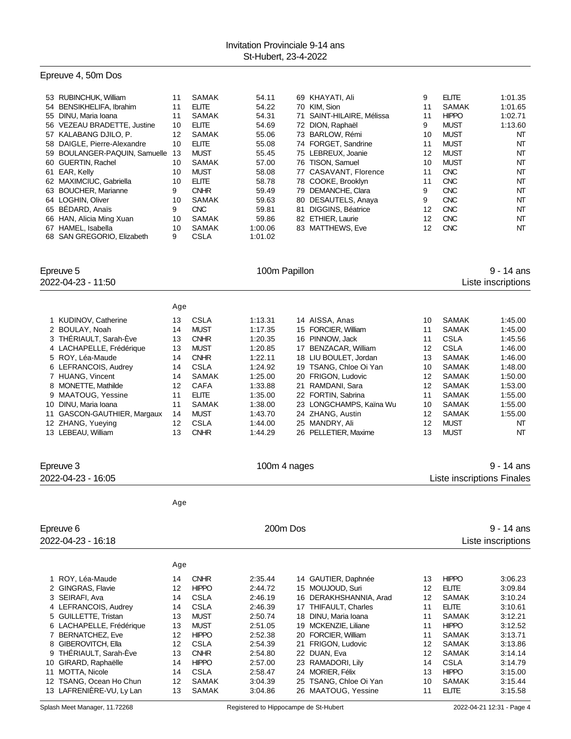Invitation Provinciale 9-14 ans
St-Hubert, 23-4-2022

## Epreuve 4, 50m Dos

| # | Nom | Age | Club | Temps |
|---|---|---|---|---|
| 53 | RUBINCHUK, William | 11 | SAMAK | 54.11 |
| 54 | BENSIKHELIFA, Ibrahim | 11 | ELITE | 54.22 |
| 55 | DINU, Maria Ioana | 11 | SAMAK | 54.31 |
| 56 | VEZEAU BRADETTE, Justine | 10 | ELITE | 54.69 |
| 57 | KALABANG DJILO, P. | 12 | SAMAK | 55.06 |
| 58 | DAIGLE, Pierre-Alexandre | 10 | ELITE | 55.08 |
| 59 | BOULANGER-PAQUIN, Samuelle | 13 | MUST | 55.45 |
| 60 | GUERTIN, Rachel | 10 | SAMAK | 57.00 |
| 61 | EAR, Kelly | 10 | MUST | 58.08 |
| 62 | MAXIMCIUC, Gabriella | 10 | ELITE | 58.78 |
| 63 | BOUCHER, Marianne | 9 | CNHR | 59.49 |
| 64 | LOGHIN, Oliver | 10 | SAMAK | 59.63 |
| 65 | BÉDARD, Anaïs | 9 | CNC | 59.81 |
| 66 | HAN, Alicia Ming Xuan | 10 | SAMAK | 59.86 |
| 67 | HAMEL, Isabella | 10 | SAMAK | 1:00.06 |
| 68 | SAN GREGORIO, Elizabeth | 9 | CSLA | 1:01.02 |
| 69 | KHAYATI, Ali | 9 | ELITE | 1:01.35 |
| 70 | KIM, Sion | 11 | SAMAK | 1:01.65 |
| 71 | SAINT-HILAIRE, Mélissa | 11 | HIPPO | 1:02.71 |
| 72 | DION, Raphaël | 9 | MUST | 1:13.60 |
| 73 | BARLOW, Rémi | 10 | MUST | NT |
| 74 | FORGET, Sandrine | 11 | MUST | NT |
| 75 | LEBREUX, Joanie | 12 | MUST | NT |
| 76 | TISON, Samuel | 10 | MUST | NT |
| 77 | CASAVANT, Florence | 11 | CNC | NT |
| 78 | COOKE, Brooklyn | 11 | CNC | NT |
| 79 | DEMANCHE, Clara | 9 | CNC | NT |
| 80 | DESAUTELS, Anaya | 9 | CNC | NT |
| 81 | DIGGINS, Béatrice | 12 | CNC | NT |
| 82 | ETHIER, Laurie | 12 | CNC | NT |
| 83 | MATTHEWS, Eve | 12 | CNC | NT |

## Epreuve 5 — 100m Papillon — 9 - 14 ans

2022-04-23 - 11:50 — Liste inscriptions

| # | Nom | Age | Club | Temps |
|---|---|---|---|---|
| 1 | KUDINOV, Catherine | 13 | CSLA | 1:13.31 |
| 2 | BOULAY, Noah | 14 | MUST | 1:17.35 |
| 3 | THÉRIAULT, Sarah-Ève | 13 | CNHR | 1:20.35 |
| 4 | LACHAPELLE, Frédérique | 13 | MUST | 1:20.85 |
| 5 | ROY, Léa-Maude | 14 | CNHR | 1:22.11 |
| 6 | LEFRANCOIS, Audrey | 14 | CSLA | 1:24.92 |
| 7 | HUANG, Vincent | 14 | SAMAK | 1:25.00 |
| 8 | MONETTE, Mathilde | 12 | CAFA | 1:33.88 |
| 9 | MAATOUG, Yessine | 11 | ELITE | 1:35.00 |
| 10 | DINU, Maria Ioana | 11 | SAMAK | 1:38.00 |
| 11 | GASCON-GAUTHIER, Margaux | 14 | MUST | 1:43.70 |
| 12 | ZHANG, Yueying | 12 | CSLA | 1:44.00 |
| 13 | LEBEAU, William | 13 | CNHR | 1:44.29 |
| 14 | AISSA, Anas | 10 | SAMAK | 1:45.00 |
| 15 | FORCIER, William | 11 | SAMAK | 1:45.00 |
| 16 | PINNOW, Jack | 11 | CSLA | 1:45.56 |
| 17 | BENZACAR, William | 12 | CSLA | 1:46.00 |
| 18 | LIU BOULET, Jordan | 13 | SAMAK | 1:46.00 |
| 19 | TSANG, Chloe Oi Yan | 10 | SAMAK | 1:48.00 |
| 20 | FRIGON, Ludovic | 12 | SAMAK | 1:50.00 |
| 21 | RAMDANI, Sara | 12 | SAMAK | 1:53.00 |
| 22 | FORTIN, Sabrina | 11 | SAMAK | 1:55.00 |
| 23 | LONGCHAMPS, Kaïna Wu | 10 | SAMAK | 1:55.00 |
| 24 | ZHANG, Austin | 12 | SAMAK | 1:55.00 |
| 25 | MANDRY, Ali | 12 | MUST | NT |
| 26 | PELLETIER, Maxime | 13 | MUST | NT |

## Epreuve 3 — 100m 4 nages — 9 - 14 ans

2022-04-23 - 16:05 — Liste inscriptions Finales

Age

## Epreuve 6 — 200m Dos — 9 - 14 ans

2022-04-23 - 16:18 — Liste inscriptions

| # | Nom | Age | Club | Temps |
|---|---|---|---|---|
| 1 | ROY, Léa-Maude | 14 | CNHR | 2:35.44 |
| 2 | GINGRAS, Flavie | 12 | HIPPO | 2:44.72 |
| 3 | SEIRAFI, Ava | 14 | CSLA | 2:46.19 |
| 4 | LEFRANCOIS, Audrey | 14 | CSLA | 2:46.39 |
| 5 | GUILLETTE, Tristan | 13 | MUST | 2:50.74 |
| 6 | LACHAPELLE, Frédérique | 13 | MUST | 2:51.05 |
| 7 | BERNATCHEZ, Eve | 12 | HIPPO | 2:52.38 |
| 8 | GIBEROVITCH, Ella | 12 | CSLA | 2:54.39 |
| 9 | THÉRIAULT, Sarah-Ève | 13 | CNHR | 2:54.80 |
| 10 | GIRARD, Raphaëlle | 14 | HIPPO | 2:57.00 |
| 11 | MOTTA, Nicole | 14 | CSLA | 2:58.47 |
| 12 | TSANG, Ocean Ho Chun | 12 | SAMAK | 3:04.39 |
| 13 | LAFRENIÈRE-VU, Ly Lan | 13 | SAMAK | 3:04.86 |
| 14 | GAUTIER, Daphnée | 13 | HIPPO | 3:06.23 |
| 15 | MOUJOUD, Suri | 12 | ELITE | 3:09.84 |
| 16 | DERAKHSHANNIA, Arad | 12 | SAMAK | 3:10.24 |
| 17 | THIFAULT, Charles | 11 | ELITE | 3:10.61 |
| 18 | DINU, Maria Ioana | 11 | SAMAK | 3:12.21 |
| 19 | MCKENZIE, Liliane | 11 | HIPPO | 3:12.52 |
| 20 | FORCIER, William | 11 | SAMAK | 3:13.71 |
| 21 | FRIGON, Ludovic | 12 | SAMAK | 3:13.86 |
| 22 | DUAN, Eva | 12 | SAMAK | 3:14.14 |
| 23 | RAMADORI, Lily | 14 | CSLA | 3:14.79 |
| 24 | MORIER, Félix | 13 | HIPPO | 3:15.00 |
| 25 | TSANG, Chloe Oi Yan | 10 | SAMAK | 3:15.44 |
| 26 | MAATOUG, Yessine | 11 | ELITE | 3:15.58 |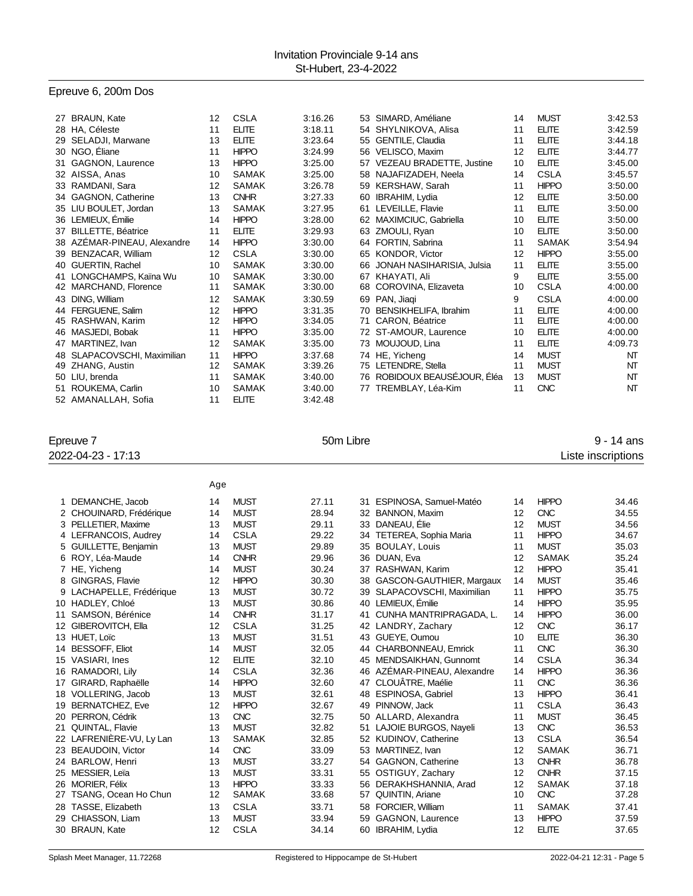Invitation Provinciale 9-14 ans
St-Hubert, 23-4-2022

## Epreuve 6, 200m Dos

| # | Nom | Age | Club | Temps |
|---|---|---|---|---|
| 27 | BRAUN, Kate | 12 | CSLA | 3:16.26 |
| 28 | HA, Céleste | 11 | ELITE | 3:18.11 |
| 29 | SELADJI, Marwane | 13 | ELITE | 3:23.64 |
| 30 | NGO, Éliane | 11 | HIPPO | 3:24.99 |
| 31 | GAGNON, Laurence | 13 | HIPPO | 3:25.00 |
| 32 | AISSA, Anas | 10 | SAMAK | 3:25.00 |
| 33 | RAMDANI, Sara | 12 | SAMAK | 3:26.78 |
| 34 | GAGNON, Catherine | 13 | CNHR | 3:27.33 |
| 35 | LIU BOULET, Jordan | 13 | SAMAK | 3:27.95 |
| 36 | LEMIEUX, Émilie | 14 | HIPPO | 3:28.00 |
| 37 | BILLETTE, Béatrice | 11 | ELITE | 3:29.93 |
| 38 | AZÉMAR-PINEAU, Alexandre | 14 | HIPPO | 3:30.00 |
| 39 | BENZACAR, William | 12 | CSLA | 3:30.00 |
| 40 | GUERTIN, Rachel | 10 | SAMAK | 3:30.00 |
| 41 | LONGCHAMPS, Kaïna Wu | 10 | SAMAK | 3:30.00 |
| 42 | MARCHAND, Florence | 11 | SAMAK | 3:30.00 |
| 43 | DING, William | 12 | SAMAK | 3:30.59 |
| 44 | FERGUENE, Salim | 12 | HIPPO | 3:31.35 |
| 45 | RASHWAN, Karim | 12 | HIPPO | 3:34.05 |
| 46 | MASJEDI, Bobak | 11 | HIPPO | 3:35.00 |
| 47 | MARTINEZ, Ivan | 12 | SAMAK | 3:35.00 |
| 48 | SLAPACOVSCHI, Maximilian | 11 | HIPPO | 3:37.68 |
| 49 | ZHANG, Austin | 12 | SAMAK | 3:39.26 |
| 50 | LIU, brenda | 11 | SAMAK | 3:40.00 |
| 51 | ROUKEMA, Carlin | 10 | SAMAK | 3:40.00 |
| 52 | AMANALLAH, Sofia | 11 | ELITE | 3:42.48 |
| 53 | SIMARD, Améliane | 14 | MUST | 3:42.53 |
| 54 | SHYLNIKOVA, Alisa | 11 | ELITE | 3:42.59 |
| 55 | GENTILE, Claudia | 11 | ELITE | 3:44.18 |
| 56 | VELISCO, Maxim | 12 | ELITE | 3:44.77 |
| 57 | VEZEAU BRADETTE, Justine | 10 | ELITE | 3:45.00 |
| 58 | NAJAFIZADEH, Neela | 14 | CSLA | 3:45.57 |
| 59 | KERSHAW, Sarah | 11 | HIPPO | 3:50.00 |
| 60 | IBRAHIM, Lydia | 12 | ELITE | 3:50.00 |
| 61 | LEVEILLE, Flavie | 11 | ELITE | 3:50.00 |
| 62 | MAXIMCIUC, Gabriella | 10 | ELITE | 3:50.00 |
| 63 | ZMOULI, Ryan | 10 | ELITE | 3:50.00 |
| 64 | FORTIN, Sabrina | 11 | SAMAK | 3:54.94 |
| 65 | KONDOR, Victor | 12 | HIPPO | 3:55.00 |
| 66 | JONAH NASIHARISIA, Julsia | 11 | ELITE | 3:55.00 |
| 67 | KHAYATI, Ali | 9 | ELITE | 3:55.00 |
| 68 | COROVINA, Elizaveta | 10 | CSLA | 4:00.00 |
| 69 | PAN, Jiaqi | 9 | CSLA | 4:00.00 |
| 70 | BENSIKHELIFA, Ibrahim | 11 | ELITE | 4:00.00 |
| 71 | CARON, Béatrice | 11 | ELITE | 4:00.00 |
| 72 | ST-AMOUR, Laurence | 10 | ELITE | 4:00.00 |
| 73 | MOUJOUD, Lina | 11 | ELITE | 4:09.73 |
| 74 | HE, Yicheng | 14 | MUST | NT |
| 75 | LETENDRE, Stella | 11 | MUST | NT |
| 76 | ROBIDOUX BEAUSÉJOUR, Éléa | 13 | MUST | NT |
| 77 | TREMBLAY, Léa-Kim | 11 | CNC | NT |

## Epreuve 7 — 50m Libre — 9 - 14 ans

2022-04-23 - 17:13 — Liste inscriptions

| # | Nom | Age | Club | Temps |
|---|---|---|---|---|
| 1 | DEMANCHE, Jacob | 14 | MUST | 27.11 |
| 2 | CHOUINARD, Frédérique | 14 | MUST | 28.94 |
| 3 | PELLETIER, Maxime | 13 | MUST | 29.11 |
| 4 | LEFRANCOIS, Audrey | 14 | CSLA | 29.22 |
| 5 | GUILLETTE, Benjamin | 13 | MUST | 29.89 |
| 6 | ROY, Léa-Maude | 14 | CNHR | 29.96 |
| 7 | HE, Yicheng | 14 | MUST | 30.24 |
| 8 | GINGRAS, Flavie | 12 | HIPPO | 30.30 |
| 9 | LACHAPELLE, Frédérique | 13 | MUST | 30.72 |
| 10 | HADLEY, Chloé | 13 | MUST | 30.86 |
| 11 | SAMSON, Bérénice | 14 | CNHR | 31.17 |
| 12 | GIBEROVITCH, Ella | 12 | CSLA | 31.25 |
| 13 | HUET, Loïc | 13 | MUST | 31.51 |
| 14 | BESSOFF, Eliot | 14 | MUST | 32.05 |
| 15 | VASIARI, Ines | 12 | ELITE | 32.10 |
| 16 | RAMADORI, Lily | 14 | CSLA | 32.36 |
| 17 | GIRARD, Raphaëlle | 14 | HIPPO | 32.60 |
| 18 | VOLLERING, Jacob | 13 | MUST | 32.61 |
| 19 | BERNATCHEZ, Eve | 12 | HIPPO | 32.67 |
| 20 | PERRON, Cédrik | 13 | CNC | 32.75 |
| 21 | QUINTAL, Flavie | 13 | MUST | 32.82 |
| 22 | LAFRENIÈRE-VU, Ly Lan | 13 | SAMAK | 32.85 |
| 23 | BEAUDOIN, Victor | 14 | CNC | 33.09 |
| 24 | BARLOW, Henri | 13 | MUST | 33.27 |
| 25 | MESSIER, Leïa | 13 | MUST | 33.31 |
| 26 | MORIER, Félix | 13 | HIPPO | 33.33 |
| 27 | TSANG, Ocean Ho Chun | 12 | SAMAK | 33.68 |
| 28 | TASSE, Elizabeth | 13 | CSLA | 33.71 |
| 29 | CHIASSON, Liam | 13 | MUST | 33.94 |
| 30 | BRAUN, Kate | 12 | CSLA | 34.14 |
| 31 | ESPINOSA, Samuel-Matéo | 14 | HIPPO | 34.46 |
| 32 | BANNON, Maxim | 12 | CNC | 34.55 |
| 33 | DANEAU, Élie | 12 | MUST | 34.56 |
| 34 | TETEREA, Sophia Maria | 11 | HIPPO | 34.67 |
| 35 | BOULAY, Louis | 11 | MUST | 35.03 |
| 36 | DUAN, Eva | 12 | SAMAK | 35.24 |
| 37 | RASHWAN, Karim | 12 | HIPPO | 35.41 |
| 38 | GASCON-GAUTHIER, Margaux | 14 | MUST | 35.46 |
| 39 | SLAPACOVSCHI, Maximilian | 11 | HIPPO | 35.75 |
| 40 | LEMIEUX, Émilie | 14 | HIPPO | 35.95 |
| 41 | CUNHA MANTRIPRAGADA, L. | 14 | HIPPO | 36.00 |
| 42 | LANDRY, Zachary | 12 | CNC | 36.17 |
| 43 | GUEYE, Oumou | 10 | ELITE | 36.30 |
| 44 | CHARBONNEAU, Emrick | 11 | CNC | 36.30 |
| 45 | MENDSAIKHAN, Gunnomt | 14 | CSLA | 36.34 |
| 46 | AZÉMAR-PINEAU, Alexandre | 14 | HIPPO | 36.36 |
| 47 | CLOUÂTRE, Maélie | 11 | CNC | 36.36 |
| 48 | ESPINOSA, Gabriel | 13 | HIPPO | 36.41 |
| 49 | PINNOW, Jack | 11 | CSLA | 36.43 |
| 50 | ALLARD, Alexandra | 11 | MUST | 36.45 |
| 51 | LAJOIE BURGOS, Nayeli | 13 | CNC | 36.53 |
| 52 | KUDINOV, Catherine | 13 | CSLA | 36.54 |
| 53 | MARTINEZ, Ivan | 12 | SAMAK | 36.71 |
| 54 | GAGNON, Catherine | 13 | CNHR | 36.78 |
| 55 | OSTIGUY, Zachary | 12 | CNHR | 37.15 |
| 56 | DERAKHSHANNIA, Arad | 12 | SAMAK | 37.18 |
| 57 | QUINTIN, Ariane | 10 | CNC | 37.28 |
| 58 | FORCIER, William | 11 | SAMAK | 37.41 |
| 59 | GAGNON, Laurence | 13 | HIPPO | 37.59 |
| 60 | IBRAHIM, Lydia | 12 | ELITE | 37.65 |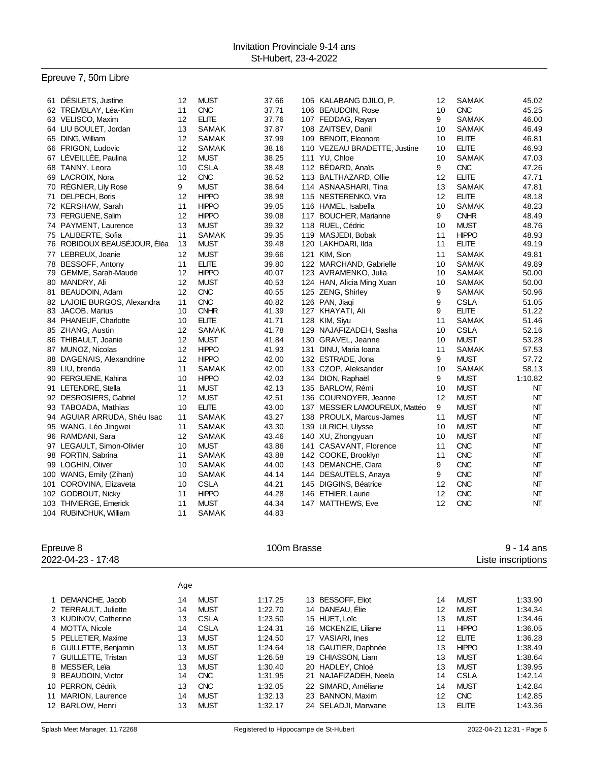## Epreuve 7, 50m Libre

| # | Nom | Âge | Club | Temps |
|---|---|---|---|---|
| 61 | DÉSILETS, Justine | 12 | MUST | 37.66 |
| 62 | TREMBLAY, Léa-Kim | 11 | CNC | 37.71 |
| 63 | VELISCO, Maxim | 12 | ELITE | 37.76 |
| 64 | LIU BOULET, Jordan | 13 | SAMAK | 37.87 |
| 65 | DING, William | 12 | SAMAK | 37.99 |
| 66 | FRIGON, Ludovic | 12 | SAMAK | 38.16 |
| 67 | LÉVEILLÉE, Paulina | 12 | MUST | 38.25 |
| 68 | TANNY, Leora | 10 | CSLA | 38.48 |
| 69 | LACROIX, Nora | 12 | CNC | 38.52 |
| 70 | RÉGNIER, Lily Rose | 9 | MUST | 38.64 |
| 71 | DELPECH, Boris | 12 | HIPPO | 38.98 |
| 72 | KERSHAW, Sarah | 11 | HIPPO | 39.05 |
| 73 | FERGUENE, Salim | 12 | HIPPO | 39.08 |
| 74 | PAYMENT, Laurence | 13 | MUST | 39.32 |
| 75 | LALIBERTE, Sofia | 11 | SAMAK | 39.35 |
| 76 | ROBIDOUX BEAUSÉJOUR, Éléa | 13 | MUST | 39.48 |
| 77 | LEBREUX, Joanie | 12 | MUST | 39.66 |
| 78 | BESSOFF, Antony | 11 | ELITE | 39.80 |
| 79 | GEMME, Sarah-Maude | 12 | HIPPO | 40.07 |
| 80 | MANDRY, Ali | 12 | MUST | 40.53 |
| 81 | BEAUDOIN, Adam | 12 | CNC | 40.55 |
| 82 | LAJOIE BURGOS, Alexandra | 11 | CNC | 40.82 |
| 83 | JACOB, Marius | 10 | CNHR | 41.39 |
| 84 | PHANEUF, Charlotte | 10 | ELITE | 41.71 |
| 85 | ZHANG, Austin | 12 | SAMAK | 41.78 |
| 86 | THIBAULT, Joanie | 12 | MUST | 41.84 |
| 87 | MUNOZ, Nicolas | 12 | HIPPO | 41.93 |
| 88 | DAGENAIS, Alexandrine | 12 | HIPPO | 42.00 |
| 89 | LIU, brenda | 11 | SAMAK | 42.00 |
| 90 | FERGUENE, Kahina | 10 | HIPPO | 42.03 |
| 91 | LETENDRE, Stella | 11 | MUST | 42.13 |
| 92 | DESROSIERS, Gabriel | 12 | MUST | 42.51 |
| 93 | TABOADA, Mathias | 10 | ELITE | 43.00 |
| 94 | AGUIAR ARRUDA, Shéu Isac | 11 | SAMAK | 43.27 |
| 95 | WANG, Léo Jingwei | 11 | SAMAK | 43.30 |
| 96 | RAMDANI, Sara | 12 | SAMAK | 43.46 |
| 97 | LEGAULT, Simon-Olivier | 10 | MUST | 43.86 |
| 98 | FORTIN, Sabrina | 11 | SAMAK | 43.88 |
| 99 | LOGHIN, Oliver | 10 | SAMAK | 44.00 |
| 100 | WANG, Emily (Zihan) | 10 | SAMAK | 44.14 |
| 101 | COROVINA, Elizaveta | 10 | CSLA | 44.21 |
| 102 | GODBOUT, Nicky | 11 | HIPPO | 44.28 |
| 103 | THIVIERGE, Emerick | 11 | MUST | 44.34 |
| 104 | RUBINCHUK, William | 11 | SAMAK | 44.83 |
| 105 | KALABANG DJILO, P. | 12 | SAMAK | 45.02 |
| 106 | BEAUDOIN, Rose | 10 | CNC | 45.25 |
| 107 | FEDDAG, Rayan | 9 | SAMAK | 46.00 |
| 108 | ZAITSEV, Danil | 10 | SAMAK | 46.49 |
| 109 | BENOIT, Eleonore | 10 | ELITE | 46.81 |
| 110 | VEZEAU BRADETTE, Justine | 10 | ELITE | 46.93 |
| 111 | YU, Chloe | 10 | SAMAK | 47.03 |
| 112 | BÉDARD, Anaïs | 9 | CNC | 47.26 |
| 113 | BALTHAZARD, Ollie | 12 | ELITE | 47.71 |
| 114 | ASNAASHARI, Tina | 13 | SAMAK | 47.81 |
| 115 | NESTERENKO, Vira | 12 | ELITE | 48.18 |
| 116 | HAMEL, Isabella | 10 | SAMAK | 48.23 |
| 117 | BOUCHER, Marianne | 9 | CNHR | 48.49 |
| 118 | RUEL, Cédric | 10 | MUST | 48.76 |
| 119 | MASJEDI, Bobak | 11 | HIPPO | 48.93 |
| 120 | LAKHDARI, Ilda | 11 | ELITE | 49.19 |
| 121 | KIM, Sion | 11 | SAMAK | 49.81 |
| 122 | MARCHAND, Gabrielle | 10 | SAMAK | 49.89 |
| 123 | AVRAMENKO, Julia | 10 | SAMAK | 50.00 |
| 124 | HAN, Alicia Ming Xuan | 10 | SAMAK | 50.00 |
| 125 | ZENG, Shirley | 9 | SAMAK | 50.96 |
| 126 | PAN, Jiaqi | 9 | CSLA | 51.05 |
| 127 | KHAYATI, Ali | 9 | ELITE | 51.22 |
| 128 | KIM, Siyu | 11 | SAMAK | 51.46 |
| 129 | NAJAFIZADEH, Sasha | 10 | CSLA | 52.16 |
| 130 | GRAVEL, Jeanne | 10 | MUST | 53.28 |
| 131 | DINU, Maria Ioana | 11 | SAMAK | 57.53 |
| 132 | ESTRADE, Jona | 9 | MUST | 57.72 |
| 133 | CZOP, Aleksander | 10 | SAMAK | 58.13 |
| 134 | DION, Raphaël | 9 | MUST | 1:10.82 |
| 135 | BARLOW, Rémi | 10 | MUST | NT |
| 136 | COURNOYER, Jeanne | 12 | MUST | NT |
| 137 | MESSIER LAMOUREUX, Mattéo | 9 | MUST | NT |
| 138 | PROULX, Marcus-James | 11 | MUST | NT |
| 139 | ULRICH, Ulysse | 10 | MUST | NT |
| 140 | XU, Zhongyuan | 10 | MUST | NT |
| 141 | CASAVANT, Florence | 11 | CNC | NT |
| 142 | COOKE, Brooklyn | 11 | CNC | NT |
| 143 | DEMANCHE, Clara | 9 | CNC | NT |
| 144 | DESAUTELS, Anaya | 9 | CNC | NT |
| 145 | DIGGINS, Béatrice | 12 | CNC | NT |
| 146 | ETHIER, Laurie | 12 | CNC | NT |
| 147 | MATTHEWS, Eve | 12 | CNC | NT |

## Epreuve 8 — 100m Brasse — 9 - 14 ans

2022-04-23 - 17:48 — Liste inscriptions

| # | Nom | Age | Club | Temps |
|---|---|---|---|---|
| 1 | DEMANCHE, Jacob | 14 | MUST | 1:17.25 |
| 2 | TERRAULT, Juliette | 14 | MUST | 1:22.70 |
| 3 | KUDINOV, Catherine | 13 | CSLA | 1:23.50 |
| 4 | MOTTA, Nicole | 14 | CSLA | 1:24.31 |
| 5 | PELLETIER, Maxime | 13 | MUST | 1:24.50 |
| 6 | GUILLETTE, Benjamin | 13 | MUST | 1:24.64 |
| 7 | GUILLETTE, Tristan | 13 | MUST | 1:26.58 |
| 8 | MESSIER, Leïa | 13 | MUST | 1:30.40 |
| 9 | BEAUDOIN, Victor | 14 | CNC | 1:31.95 |
| 10 | PERRON, Cédrik | 13 | CNC | 1:32.05 |
| 11 | MARION, Laurence | 14 | MUST | 1:32.13 |
| 12 | BARLOW, Henri | 13 | MUST | 1:32.17 |
| 13 | BESSOFF, Eliot | 14 | MUST | 1:33.90 |
| 14 | DANEAU, Élie | 12 | MUST | 1:34.34 |
| 15 | HUET, Loïc | 13 | MUST | 1:34.46 |
| 16 | MCKENZIE, Liliane | 11 | HIPPO | 1:36.05 |
| 17 | VASIARI, Ines | 12 | ELITE | 1:36.28 |
| 18 | GAUTIER, Daphnée | 13 | HIPPO | 1:38.49 |
| 19 | CHIASSON, Liam | 13 | MUST | 1:38.64 |
| 20 | HADLEY, Chloé | 13 | MUST | 1:39.95 |
| 21 | NAJAFIZADEH, Neela | 14 | CSLA | 1:42.14 |
| 22 | SIMARD, Améliane | 14 | MUST | 1:42.84 |
| 23 | BANNON, Maxim | 12 | CNC | 1:42.85 |
| 24 | SELADJI, Marwane | 13 | ELITE | 1:43.36 |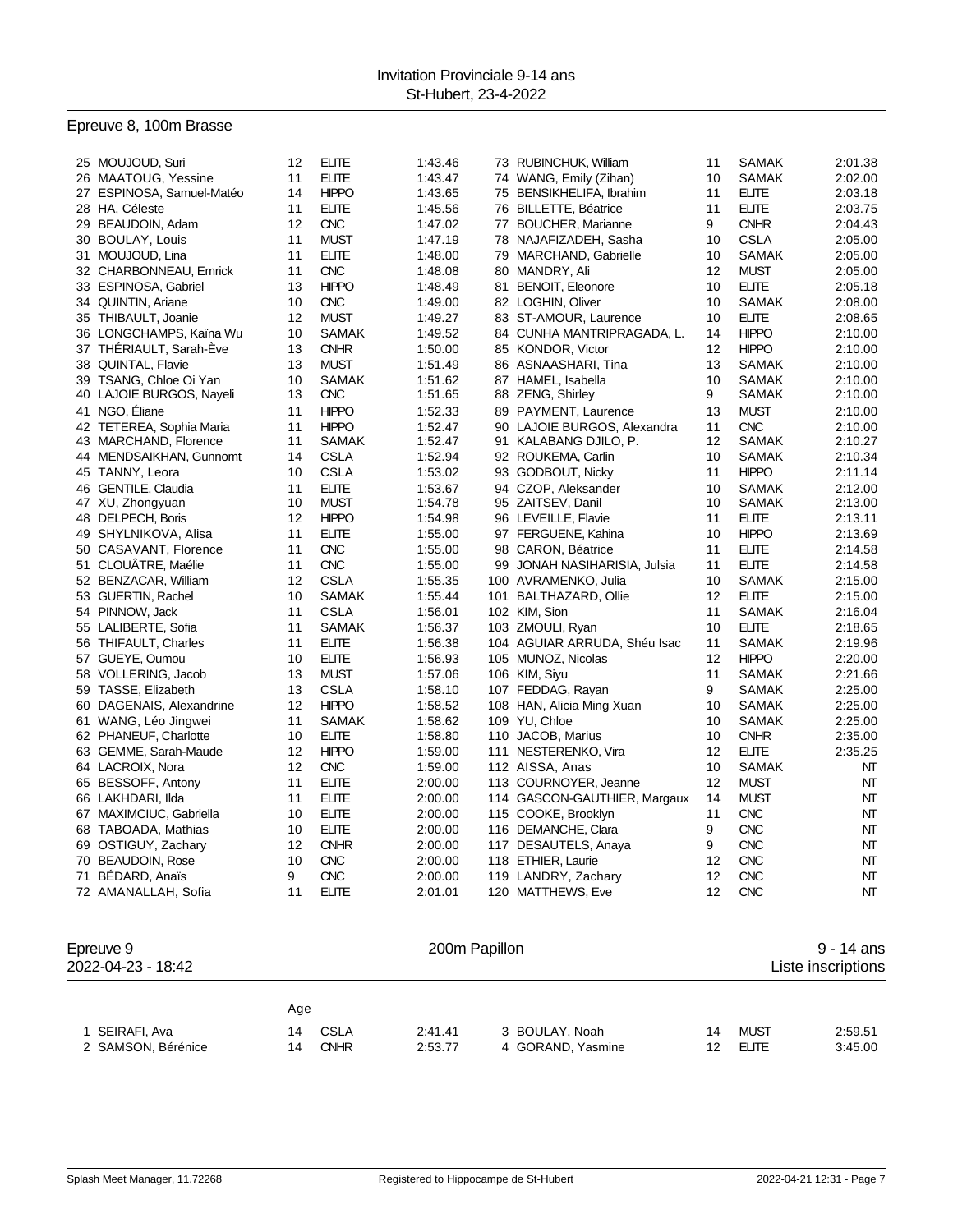Invitation Provinciale 9-14 ans
St-Hubert, 23-4-2022

## Epreuve 8, 100m Brasse

| # | Nom | Age | Club | Temps |
|---|---|---|---|---|
| 25 | MOUJOUD, Suri | 12 | ELITE | 1:43.46 |
| 26 | MAATOUG, Yessine | 11 | ELITE | 1:43.47 |
| 27 | ESPINOSA, Samuel-Matéo | 14 | HIPPO | 1:43.65 |
| 28 | HA, Céleste | 11 | ELITE | 1:45.56 |
| 29 | BEAUDOIN, Adam | 12 | CNC | 1:47.02 |
| 30 | BOULAY, Louis | 11 | MUST | 1:47.19 |
| 31 | MOUJOUD, Lina | 11 | ELITE | 1:48.00 |
| 32 | CHARBONNEAU, Emrick | 11 | CNC | 1:48.08 |
| 33 | ESPINOSA, Gabriel | 13 | HIPPO | 1:48.49 |
| 34 | QUINTIN, Ariane | 10 | CNC | 1:49.00 |
| 35 | THIBAULT, Joanie | 12 | MUST | 1:49.27 |
| 36 | LONGCHAMPS, Kaïna Wu | 10 | SAMAK | 1:49.52 |
| 37 | THÉRIAULT, Sarah-Ève | 13 | CNHR | 1:50.00 |
| 38 | QUINTAL, Flavie | 13 | MUST | 1:51.49 |
| 39 | TSANG, Chloe Oi Yan | 10 | SAMAK | 1:51.62 |
| 40 | LAJOIE BURGOS, Nayeli | 13 | CNC | 1:51.65 |
| 41 | NGO, Éliane | 11 | HIPPO | 1:52.33 |
| 42 | TETEREA, Sophia Maria | 11 | HIPPO | 1:52.47 |
| 43 | MARCHAND, Florence | 11 | SAMAK | 1:52.47 |
| 44 | MENDSAIKHAN, Gunnomt | 14 | CSLA | 1:52.94 |
| 45 | TANNY, Leora | 10 | CSLA | 1:53.02 |
| 46 | GENTILE, Claudia | 11 | ELITE | 1:53.67 |
| 47 | XU, Zhongyuan | 10 | MUST | 1:54.78 |
| 48 | DELPECH, Boris | 12 | HIPPO | 1:54.98 |
| 49 | SHYLNIKOVA, Alisa | 11 | ELITE | 1:55.00 |
| 50 | CASAVANT, Florence | 11 | CNC | 1:55.00 |
| 51 | CLOUÂTRE, Maélie | 11 | CNC | 1:55.00 |
| 52 | BENZACAR, William | 12 | CSLA | 1:55.35 |
| 53 | GUERTIN, Rachel | 10 | SAMAK | 1:55.44 |
| 54 | PINNOW, Jack | 11 | CSLA | 1:56.01 |
| 55 | LALIBERTE, Sofia | 11 | SAMAK | 1:56.37 |
| 56 | THIFAULT, Charles | 11 | ELITE | 1:56.38 |
| 57 | GUEYE, Oumou | 10 | ELITE | 1:56.93 |
| 58 | VOLLERING, Jacob | 13 | MUST | 1:57.06 |
| 59 | TASSE, Elizabeth | 13 | CSLA | 1:58.10 |
| 60 | DAGENAIS, Alexandrine | 12 | HIPPO | 1:58.52 |
| 61 | WANG, Léo Jingwei | 11 | SAMAK | 1:58.62 |
| 62 | PHANEUF, Charlotte | 10 | ELITE | 1:58.80 |
| 63 | GEMME, Sarah-Maude | 12 | HIPPO | 1:59.00 |
| 64 | LACROIX, Nora | 12 | CNC | 1:59.00 |
| 65 | BESSOFF, Antony | 11 | ELITE | 2:00.00 |
| 66 | LAKHDARI, Ilda | 11 | ELITE | 2:00.00 |
| 67 | MAXIMCIUC, Gabriella | 10 | ELITE | 2:00.00 |
| 68 | TABOADA, Mathias | 10 | ELITE | 2:00.00 |
| 69 | OSTIGUY, Zachary | 12 | CNHR | 2:00.00 |
| 70 | BEAUDOIN, Rose | 10 | CNC | 2:00.00 |
| 71 | BÉDARD, Anaïs | 9 | CNC | 2:00.00 |
| 72 | AMANALLAH, Sofia | 11 | ELITE | 2:01.01 |
| 73 | RUBINCHUK, William | 11 | SAMAK | 2:01.38 |
| 74 | WANG, Emily (Zihan) | 10 | SAMAK | 2:02.00 |
| 75 | BENSIKHELIFA, Ibrahim | 11 | ELITE | 2:03.18 |
| 76 | BILLETTE, Béatrice | 11 | ELITE | 2:03.75 |
| 77 | BOUCHER, Marianne | 9 | CNHR | 2:04.43 |
| 78 | NAJAFIZADEH, Sasha | 10 | CSLA | 2:05.00 |
| 79 | MARCHAND, Gabrielle | 10 | SAMAK | 2:05.00 |
| 80 | MANDRY, Ali | 12 | MUST | 2:05.00 |
| 81 | BENOIT, Eleonore | 10 | ELITE | 2:05.18 |
| 82 | LOGHIN, Oliver | 10 | SAMAK | 2:08.00 |
| 83 | ST-AMOUR, Laurence | 10 | ELITE | 2:08.65 |
| 84 | CUNHA MANTRIPRAGADA, L. | 14 | HIPPO | 2:10.00 |
| 85 | KONDOR, Victor | 12 | HIPPO | 2:10.00 |
| 86 | ASNAASHARI, Tina | 13 | SAMAK | 2:10.00 |
| 87 | HAMEL, Isabella | 10 | SAMAK | 2:10.00 |
| 88 | ZENG, Shirley | 9 | SAMAK | 2:10.00 |
| 89 | PAYMENT, Laurence | 13 | MUST | 2:10.00 |
| 90 | LAJOIE BURGOS, Alexandra | 11 | CNC | 2:10.00 |
| 91 | KALABANG DJILO, P. | 12 | SAMAK | 2:10.27 |
| 92 | ROUKEMA, Carlin | 10 | SAMAK | 2:10.34 |
| 93 | GODBOUT, Nicky | 11 | HIPPO | 2:11.14 |
| 94 | CZOP, Aleksander | 10 | SAMAK | 2:12.00 |
| 95 | ZAITSEV, Danil | 10 | SAMAK | 2:13.00 |
| 96 | LEVEILLE, Flavie | 11 | ELITE | 2:13.11 |
| 97 | FERGUENE, Kahina | 10 | HIPPO | 2:13.69 |
| 98 | CARON, Béatrice | 11 | ELITE | 2:14.58 |
| 99 | JONAH NASIHARISIA, Julsia | 11 | ELITE | 2:14.58 |
| 100 | AVRAMENKO, Julia | 10 | SAMAK | 2:15.00 |
| 101 | BALTHAZARD, Ollie | 12 | ELITE | 2:15.00 |
| 102 | KIM, Sion | 11 | SAMAK | 2:16.04 |
| 103 | ZMOULI, Ryan | 10 | ELITE | 2:18.65 |
| 104 | AGUIAR ARRUDA, Shéu Isac | 11 | SAMAK | 2:19.96 |
| 105 | MUNOZ, Nicolas | 12 | HIPPO | 2:20.00 |
| 106 | KIM, Siyu | 11 | SAMAK | 2:21.66 |
| 107 | FEDDAG, Rayan | 9 | SAMAK | 2:25.00 |
| 108 | HAN, Alicia Ming Xuan | 10 | SAMAK | 2:25.00 |
| 109 | YU, Chloe | 10 | SAMAK | 2:25.00 |
| 110 | JACOB, Marius | 10 | CNHR | 2:35.00 |
| 111 | NESTERENKO, Vira | 12 | ELITE | 2:35.25 |
| 112 | AISSA, Anas | 10 | SAMAK | NT |
| 113 | COURNOYER, Jeanne | 12 | MUST | NT |
| 114 | GASCON-GAUTHIER, Margaux | 14 | MUST | NT |
| 115 | COOKE, Brooklyn | 11 | CNC | NT |
| 116 | DEMANCHE, Clara | 9 | CNC | NT |
| 117 | DESAUTELS, Anaya | 9 | CNC | NT |
| 118 | ETHIER, Laurie | 12 | CNC | NT |
| 119 | LANDRY, Zachary | 12 | CNC | NT |
| 120 | MATTHEWS, Eve | 12 | CNC | NT |

## Epreuve 9 — 200m Papillon — 9 - 14 ans

2022-04-23 - 18:42 — Liste inscriptions

| # | Nom | Age | Club | Temps |
|---|---|---|---|---|
| 1 | SEIRAFI, Ava | 14 | CSLA | 2:41.41 |
| 2 | SAMSON, Bérénice | 14 | CNHR | 2:53.77 |
| 3 | BOULAY, Noah | 14 | MUST | 2:59.51 |
| 4 | GORAND, Yasmine | 12 | ELITE | 3:45.00 |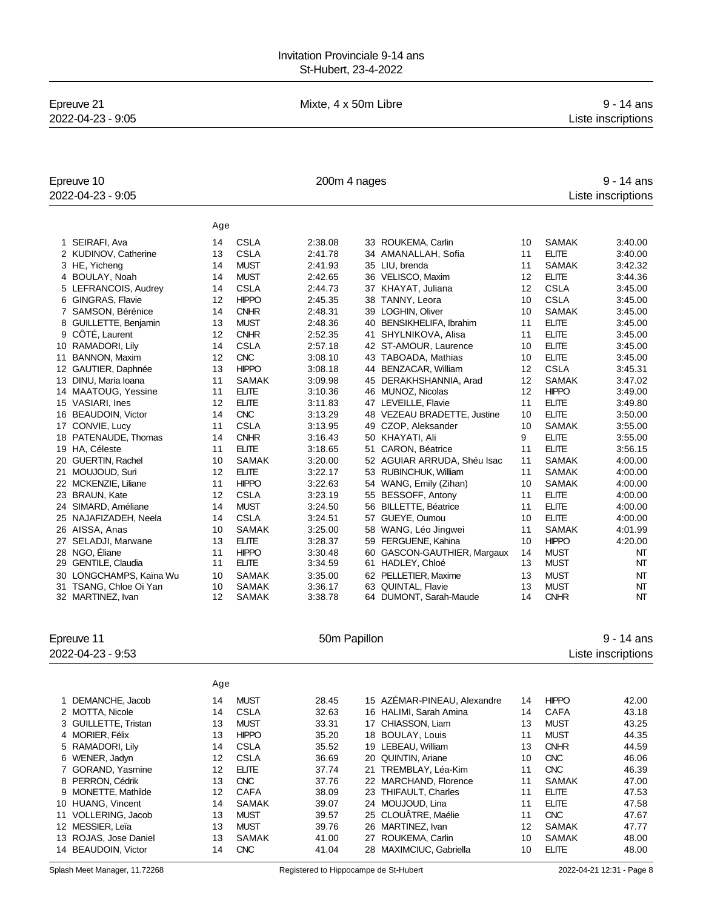Invitation Provinciale 9-14 ans
St-Hubert, 23-4-2022

## Epreuve 21 — Mixte, 4 x 50m Libre — 9 - 14 ans

2022-04-23 - 9:05 — Liste inscriptions

## Epreuve 10 — 200m 4 nages — 9 - 14 ans

2022-04-23 - 9:05 — Liste inscriptions

| | Nom | Age | Club | Temps |
|---|---|---|---|---|
| 1 | SEIRAFI, Ava | 14 | CSLA | 2:38.08 |
| 2 | KUDINOV, Catherine | 13 | CSLA | 2:41.78 |
| 3 | HE, Yicheng | 14 | MUST | 2:41.93 |
| 4 | BOULAY, Noah | 14 | MUST | 2:42.65 |
| 5 | LEFRANCOIS, Audrey | 14 | CSLA | 2:44.73 |
| 6 | GINGRAS, Flavie | 12 | HIPPO | 2:45.35 |
| 7 | SAMSON, Bérénice | 14 | CNHR | 2:48.31 |
| 8 | GUILLETTE, Benjamin | 13 | MUST | 2:48.36 |
| 9 | CÔTÉ, Laurent | 12 | CNHR | 2:52.35 |
| 10 | RAMADORI, Lily | 14 | CSLA | 2:57.18 |
| 11 | BANNON, Maxim | 12 | CNC | 3:08.10 |
| 12 | GAUTIER, Daphnée | 13 | HIPPO | 3:08.18 |
| 13 | DINU, Maria Ioana | 11 | SAMAK | 3:09.98 |
| 14 | MAATOUG, Yessine | 11 | ELITE | 3:10.36 |
| 15 | VASIARI, Ines | 12 | ELITE | 3:11.83 |
| 16 | BEAUDOIN, Victor | 14 | CNC | 3:13.29 |
| 17 | CONVIE, Lucy | 11 | CSLA | 3:13.95 |
| 18 | PATENAUDE, Thomas | 14 | CNHR | 3:16.43 |
| 19 | HA, Céleste | 11 | ELITE | 3:18.65 |
| 20 | GUERTIN, Rachel | 10 | SAMAK | 3:20.00 |
| 21 | MOUJOUD, Suri | 12 | ELITE | 3:22.17 |
| 22 | MCKENZIE, Liliane | 11 | HIPPO | 3:22.63 |
| 23 | BRAUN, Kate | 12 | CSLA | 3:23.19 |
| 24 | SIMARD, Améliane | 14 | MUST | 3:24.50 |
| 25 | NAJAFIZADEH, Neela | 14 | CSLA | 3:24.51 |
| 26 | AISSA, Anas | 10 | SAMAK | 3:25.00 |
| 27 | SELADJI, Marwane | 13 | ELITE | 3:28.37 |
| 28 | NGO, Éliane | 11 | HIPPO | 3:30.48 |
| 29 | GENTILE, Claudia | 11 | ELITE | 3:34.59 |
| 30 | LONGCHAMPS, Kaïna Wu | 10 | SAMAK | 3:35.00 |
| 31 | TSANG, Chloe Oi Yan | 10 | SAMAK | 3:36.17 |
| 32 | MARTINEZ, Ivan | 12 | SAMAK | 3:38.78 |
| 33 | ROUKEMA, Carlin | 10 | SAMAK | 3:40.00 |
| 34 | AMANALLAH, Sofia | 11 | ELITE | 3:40.00 |
| 35 | LIU, brenda | 11 | SAMAK | 3:42.32 |
| 36 | VELISCO, Maxim | 12 | ELITE | 3:44.36 |
| 37 | KHAYAT, Juliana | 12 | CSLA | 3:45.00 |
| 38 | TANNY, Leora | 10 | CSLA | 3:45.00 |
| 39 | LOGHIN, Oliver | 10 | SAMAK | 3:45.00 |
| 40 | BENSIKHELIFA, Ibrahim | 11 | ELITE | 3:45.00 |
| 41 | SHYLNIKOVA, Alisa | 11 | ELITE | 3:45.00 |
| 42 | ST-AMOUR, Laurence | 10 | ELITE | 3:45.00 |
| 43 | TABOADA, Mathias | 10 | ELITE | 3:45.00 |
| 44 | BENZACAR, William | 12 | CSLA | 3:45.31 |
| 45 | DERAKHSHANNIA, Arad | 12 | SAMAK | 3:47.02 |
| 46 | MUNOZ, Nicolas | 12 | HIPPO | 3:49.00 |
| 47 | LEVEILLE, Flavie | 11 | ELITE | 3:49.80 |
| 48 | VEZEAU BRADETTE, Justine | 10 | ELITE | 3:50.00 |
| 49 | CZOP, Aleksander | 10 | SAMAK | 3:55.00 |
| 50 | KHAYATI, Ali | 9 | ELITE | 3:55.00 |
| 51 | CARON, Béatrice | 11 | ELITE | 3:56.15 |
| 52 | AGUIAR ARRUDA, Shéu Isac | 11 | SAMAK | 4:00.00 |
| 53 | RUBINCHUK, William | 11 | SAMAK | 4:00.00 |
| 54 | WANG, Emily (Zihan) | 10 | SAMAK | 4:00.00 |
| 55 | BESSOFF, Antony | 11 | ELITE | 4:00.00 |
| 56 | BILLETTE, Béatrice | 11 | ELITE | 4:00.00 |
| 57 | GUEYE, Oumou | 10 | ELITE | 4:00.00 |
| 58 | WANG, Léo Jingwei | 11 | SAMAK | 4:01.99 |
| 59 | FERGUENE, Kahina | 10 | HIPPO | 4:20.00 |
| 60 | GASCON-GAUTHIER, Margaux | 14 | MUST | NT |
| 61 | HADLEY, Chloé | 13 | MUST | NT |
| 62 | PELLETIER, Maxime | 13 | MUST | NT |
| 63 | QUINTAL, Flavie | 13 | MUST | NT |
| 64 | DUMONT, Sarah-Maude | 14 | CNHR | NT |

## Epreuve 11 — 50m Papillon — 9 - 14 ans

2022-04-23 - 9:53 — Liste inscriptions

| | Nom | Age | Club | Temps |
|---|---|---|---|---|
| 1 | DEMANCHE, Jacob | 14 | MUST | 28.45 |
| 2 | MOTTA, Nicole | 14 | CSLA | 32.63 |
| 3 | GUILLETTE, Tristan | 13 | MUST | 33.31 |
| 4 | MORIER, Félix | 13 | HIPPO | 35.20 |
| 5 | RAMADORI, Lily | 14 | CSLA | 35.52 |
| 6 | WENER, Jadyn | 12 | CSLA | 36.69 |
| 7 | GORAND, Yasmine | 12 | ELITE | 37.74 |
| 8 | PERRON, Cédrik | 13 | CNC | 37.76 |
| 9 | MONETTE, Mathilde | 12 | CAFA | 38.09 |
| 10 | HUANG, Vincent | 14 | SAMAK | 39.07 |
| 11 | VOLLERING, Jacob | 13 | MUST | 39.57 |
| 12 | MESSIER, Leïa | 13 | MUST | 39.76 |
| 13 | ROJAS, Jose Daniel | 13 | SAMAK | 41.00 |
| 14 | BEAUDOIN, Victor | 14 | CNC | 41.04 |
| 15 | AZÉMAR-PINEAU, Alexandre | 14 | HIPPO | 42.00 |
| 16 | HALIMI, Sarah Amina | 14 | CAFA | 43.18 |
| 17 | CHIASSON, Liam | 13 | MUST | 43.25 |
| 18 | BOULAY, Louis | 11 | MUST | 44.35 |
| 19 | LEBEAU, William | 13 | CNHR | 44.59 |
| 20 | QUINTIN, Ariane | 10 | CNC | 46.06 |
| 21 | TREMBLAY, Léa-Kim | 11 | CNC | 46.39 |
| 22 | MARCHAND, Florence | 11 | SAMAK | 47.00 |
| 23 | THIFAULT, Charles | 11 | ELITE | 47.53 |
| 24 | MOUJOUD, Lina | 11 | ELITE | 47.58 |
| 25 | CLOUÂTRE, Maélie | 11 | CNC | 47.67 |
| 26 | MARTINEZ, Ivan | 12 | SAMAK | 47.77 |
| 27 | ROUKEMA, Carlin | 10 | SAMAK | 48.00 |
| 28 | MAXIMCIUC, Gabriella | 10 | ELITE | 48.00 |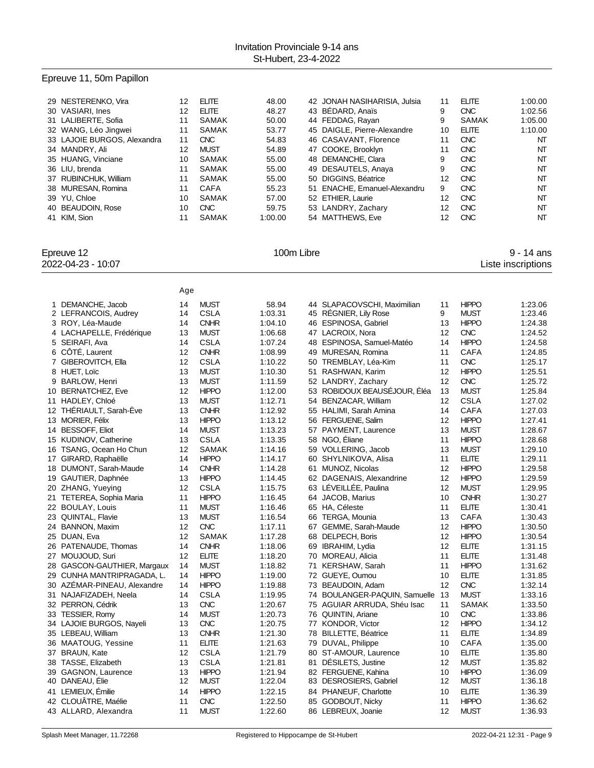Invitation Provinciale 9-14 ans
St-Hubert, 23-4-2022

## Epreuve 11, 50m Papillon

| # | Nom | Age | Club | Temps |
|---|---|---|---|---|
| 29 | NESTERENKO, Vira | 12 | ELITE | 48.00 |
| 30 | VASIARI, Ines | 12 | ELITE | 48.27 |
| 31 | LALIBERTE, Sofia | 11 | SAMAK | 50.00 |
| 32 | WANG, Léo Jingwei | 11 | SAMAK | 53.77 |
| 33 | LAJOIE BURGOS, Alexandra | 11 | CNC | 54.83 |
| 34 | MANDRY, Ali | 12 | MUST | 54.89 |
| 35 | HUANG, Vinciane | 10 | SAMAK | 55.00 |
| 36 | LIU, brenda | 11 | SAMAK | 55.00 |
| 37 | RUBINCHUK, William | 11 | SAMAK | 55.00 |
| 38 | MURESAN, Romina | 11 | CAFA | 55.23 |
| 39 | YU, Chloe | 10 | SAMAK | 57.00 |
| 40 | BEAUDOIN, Rose | 10 | CNC | 59.75 |
| 41 | KIM, Sion | 11 | SAMAK | 1:00.00 |
| 42 | JONAH NASIHARISIA, Julsia | 11 | ELITE | 1:00.00 |
| 43 | BÉDARD, Anaïs | 9 | CNC | 1:02.56 |
| 44 | FEDDAG, Rayan | 9 | SAMAK | 1:05.00 |
| 45 | DAIGLE, Pierre-Alexandre | 10 | ELITE | 1:10.00 |
| 46 | CASAVANT, Florence | 11 | CNC | NT |
| 47 | COOKE, Brooklyn | 11 | CNC | NT |
| 48 | DEMANCHE, Clara | 9 | CNC | NT |
| 49 | DESAUTELS, Anaya | 9 | CNC | NT |
| 50 | DIGGINS, Béatrice | 12 | CNC | NT |
| 51 | ENACHE, Emanuel-Alexandru | 9 | CNC | NT |
| 52 | ETHIER, Laurie | 12 | CNC | NT |
| 53 | LANDRY, Zachary | 12 | CNC | NT |
| 54 | MATTHEWS, Eve | 12 | CNC | NT |

## Epreuve 12 — 100m Libre — 9 - 14 ans

2022-04-23 - 10:07 — Liste inscriptions

| # | Nom | Age | Club | Temps |
|---|---|---|---|---|
| 1 | DEMANCHE, Jacob | 14 | MUST | 58.94 |
| 2 | LEFRANCOIS, Audrey | 14 | CSLA | 1:03.31 |
| 3 | ROY, Léa-Maude | 14 | CNHR | 1:04.10 |
| 4 | LACHAPELLE, Frédérique | 13 | MUST | 1:06.68 |
| 5 | SEIRAFI, Ava | 14 | CSLA | 1:07.24 |
| 6 | CÔTÉ, Laurent | 12 | CNHR | 1:08.99 |
| 7 | GIBEROVITCH, Ella | 12 | CSLA | 1:10.22 |
| 8 | HUET, Loïc | 13 | MUST | 1:10.30 |
| 9 | BARLOW, Henri | 13 | MUST | 1:11.59 |
| 10 | BERNATCHEZ, Eve | 12 | HIPPO | 1:12.00 |
| 11 | HADLEY, Chloé | 13 | MUST | 1:12.71 |
| 12 | THÉRIAULT, Sarah-Ève | 13 | CNHR | 1:12.92 |
| 13 | MORIER, Félix | 13 | HIPPO | 1:13.12 |
| 14 | BESSOFF, Eliot | 14 | MUST | 1:13.23 |
| 15 | KUDINOV, Catherine | 13 | CSLA | 1:13.35 |
| 16 | TSANG, Ocean Ho Chun | 12 | SAMAK | 1:14.16 |
| 17 | GIRARD, Raphaëlle | 14 | HIPPO | 1:14.17 |
| 18 | DUMONT, Sarah-Maude | 14 | CNHR | 1:14.28 |
| 19 | GAUTIER, Daphnée | 13 | HIPPO | 1:14.45 |
| 20 | ZHANG, Yueying | 12 | CSLA | 1:15.75 |
| 21 | TETEREA, Sophia Maria | 11 | HIPPO | 1:16.45 |
| 22 | BOULAY, Louis | 11 | MUST | 1:16.46 |
| 23 | QUINTAL, Flavie | 13 | MUST | 1:16.54 |
| 24 | BANNON, Maxim | 12 | CNC | 1:17.11 |
| 25 | DUAN, Eva | 12 | SAMAK | 1:17.28 |
| 26 | PATENAUDE, Thomas | 14 | CNHR | 1:18.06 |
| 27 | MOUJOUD, Suri | 12 | ELITE | 1:18.20 |
| 28 | GASCON-GAUTHIER, Margaux | 14 | MUST | 1:18.82 |
| 29 | CUNHA MANTRIPRAGADA, L. | 14 | HIPPO | 1:19.00 |
| 30 | AZÉMAR-PINEAU, Alexandre | 14 | HIPPO | 1:19.88 |
| 31 | NAJAFIZADEH, Neela | 14 | CSLA | 1:19.95 |
| 32 | PERRON, Cédrik | 13 | CNC | 1:20.67 |
| 33 | TESSIER, Romy | 14 | MUST | 1:20.73 |
| 34 | LAJOIE BURGOS, Nayeli | 13 | CNC | 1:20.75 |
| 35 | LEBEAU, William | 13 | CNHR | 1:21.30 |
| 36 | MAATOUG, Yessine | 11 | ELITE | 1:21.63 |
| 37 | BRAUN, Kate | 12 | CSLA | 1:21.79 |
| 38 | TASSE, Elizabeth | 13 | CSLA | 1:21.81 |
| 39 | GAGNON, Laurence | 13 | HIPPO | 1:21.94 |
| 40 | DANEAU, Élie | 12 | MUST | 1:22.04 |
| 41 | LEMIEUX, Émilie | 14 | HIPPO | 1:22.15 |
| 42 | CLOUÂTRE, Maélie | 11 | CNC | 1:22.50 |
| 43 | ALLARD, Alexandra | 11 | MUST | 1:22.60 |
| 44 | SLAPACOVSCHI, Maximilian | 11 | HIPPO | 1:23.06 |
| 45 | RÉGNIER, Lily Rose | 9 | MUST | 1:23.46 |
| 46 | ESPINOSA, Gabriel | 13 | HIPPO | 1:24.38 |
| 47 | LACROIX, Nora | 12 | CNC | 1:24.52 |
| 48 | ESPINOSA, Samuel-Matéo | 14 | HIPPO | 1:24.58 |
| 49 | MURESAN, Romina | 11 | CAFA | 1:24.85 |
| 50 | TREMBLAY, Léa-Kim | 11 | CNC | 1:25.17 |
| 51 | RASHWAN, Karim | 12 | HIPPO | 1:25.51 |
| 52 | LANDRY, Zachary | 12 | CNC | 1:25.72 |
| 53 | ROBIDOUX BEAUSÉJOUR, Éléa | 13 | MUST | 1:25.84 |
| 54 | BENZACAR, William | 12 | CSLA | 1:27.02 |
| 55 | HALIMI, Sarah Amina | 14 | CAFA | 1:27.03 |
| 56 | FERGUENE, Salim | 12 | HIPPO | 1:27.41 |
| 57 | PAYMENT, Laurence | 13 | MUST | 1:28.67 |
| 58 | NGO, Éliane | 11 | HIPPO | 1:28.68 |
| 59 | VOLLERING, Jacob | 13 | MUST | 1:29.10 |
| 60 | SHYLNIKOVA, Alisa | 11 | ELITE | 1:29.11 |
| 61 | MUNOZ, Nicolas | 12 | HIPPO | 1:29.58 |
| 62 | DAGENAIS, Alexandrine | 12 | HIPPO | 1:29.59 |
| 63 | LÉVEILLÉE, Paulina | 12 | MUST | 1:29.95 |
| 64 | JACOB, Marius | 10 | CNHR | 1:30.27 |
| 65 | HA, Céleste | 11 | ELITE | 1:30.41 |
| 66 | TERGA, Mounia | 13 | CAFA | 1:30.43 |
| 67 | GEMME, Sarah-Maude | 12 | HIPPO | 1:30.50 |
| 68 | DELPECH, Boris | 12 | HIPPO | 1:30.54 |
| 69 | IBRAHIM, Lydia | 12 | ELITE | 1:31.15 |
| 70 | MOREAU, Alicia | 11 | ELITE | 1:31.48 |
| 71 | KERSHAW, Sarah | 11 | HIPPO | 1:31.62 |
| 72 | GUEYE, Oumou | 10 | ELITE | 1:31.85 |
| 73 | BEAUDOIN, Adam | 12 | CNC | 1:32.14 |
| 74 | BOULANGER-PAQUIN, Samuelle | 13 | MUST | 1:33.16 |
| 75 | AGUIAR ARRUDA, Shéu Isac | 11 | SAMAK | 1:33.50 |
| 76 | QUINTIN, Ariane | 10 | CNC | 1:33.86 |
| 77 | KONDOR, Victor | 12 | HIPPO | 1:34.12 |
| 78 | BILLETTE, Béatrice | 11 | ELITE | 1:34.89 |
| 79 | DUVAL, Philippe | 10 | CAFA | 1:35.00 |
| 80 | ST-AMOUR, Laurence | 10 | ELITE | 1:35.80 |
| 81 | DÉSILETS, Justine | 12 | MUST | 1:35.82 |
| 82 | FERGUENE, Kahina | 10 | HIPPO | 1:36.09 |
| 83 | DESROSIERS, Gabriel | 12 | MUST | 1:36.18 |
| 84 | PHANEUF, Charlotte | 10 | ELITE | 1:36.39 |
| 85 | GODBOUT, Nicky | 11 | HIPPO | 1:36.62 |
| 86 | LEBREUX, Joanie | 12 | MUST | 1:36.93 |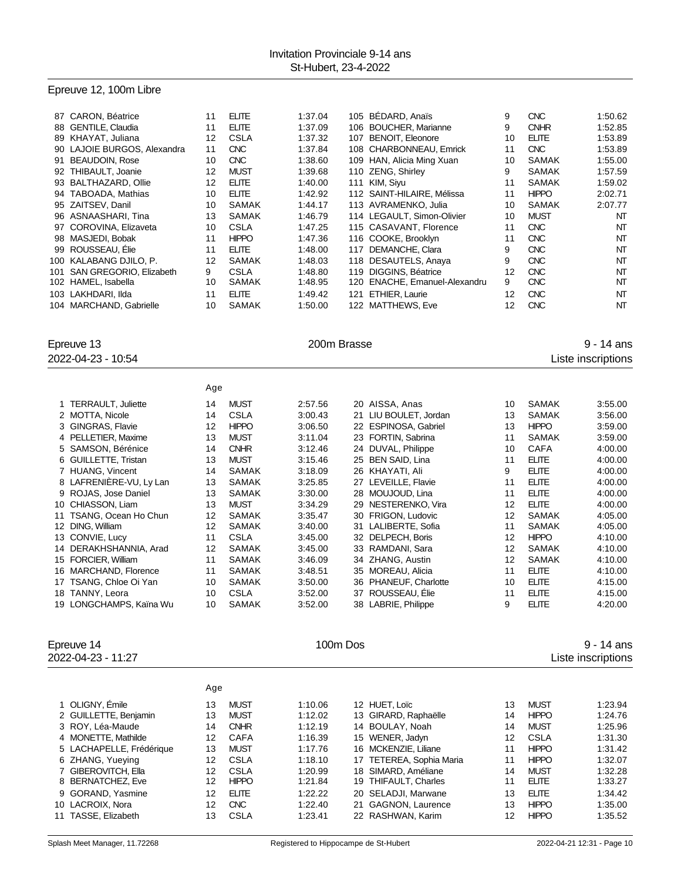## Epreuve 12, 100m Libre

| | Nom | Age | Club | Temps |
|---|---|---|---|---|
| 87 | CARON, Béatrice | 11 | ELITE | 1:37.04 |
| 88 | GENTILE, Claudia | 11 | ELITE | 1:37.09 |
| 89 | KHAYAT, Juliana | 12 | CSLA | 1:37.32 |
| 90 | LAJOIE BURGOS, Alexandra | 11 | CNC | 1:37.84 |
| 91 | BEAUDOIN, Rose | 10 | CNC | 1:38.60 |
| 92 | THIBAULT, Joanie | 12 | MUST | 1:39.68 |
| 93 | BALTHAZARD, Ollie | 12 | ELITE | 1:40.00 |
| 94 | TABOADA, Mathias | 10 | ELITE | 1:42.92 |
| 95 | ZAITSEV, Danil | 10 | SAMAK | 1:44.17 |
| 96 | ASNAASHARI, Tina | 13 | SAMAK | 1:46.79 |
| 97 | COROVINA, Elizaveta | 10 | CSLA | 1:47.25 |
| 98 | MASJEDI, Bobak | 11 | HIPPO | 1:47.36 |
| 99 | ROUSSEAU, Élie | 11 | ELITE | 1:48.00 |
| 100 | KALABANG DJILO, P. | 12 | SAMAK | 1:48.03 |
| 101 | SAN GREGORIO, Elizabeth | 9 | CSLA | 1:48.80 |
| 102 | HAMEL, Isabella | 10 | SAMAK | 1:48.95 |
| 103 | LAKHDARI, Ilda | 11 | ELITE | 1:49.42 |
| 104 | MARCHAND, Gabrielle | 10 | SAMAK | 1:50.00 |
| 105 | BÉDARD, Anaïs | 9 | CNC | 1:50.62 |
| 106 | BOUCHER, Marianne | 9 | CNHR | 1:52.85 |
| 107 | BENOIT, Eleonore | 10 | ELITE | 1:53.89 |
| 108 | CHARBONNEAU, Emrick | 11 | CNC | 1:53.89 |
| 109 | HAN, Alicia Ming Xuan | 10 | SAMAK | 1:55.00 |
| 110 | ZENG, Shirley | 9 | SAMAK | 1:57.59 |
| 111 | KIM, Siyu | 11 | SAMAK | 1:59.02 |
| 112 | SAINT-HILAIRE, Mélissa | 11 | HIPPO | 2:02.71 |
| 113 | AVRAMENKO, Julia | 10 | SAMAK | 2:07.77 |
| 114 | LEGAULT, Simon-Olivier | 10 | MUST | NT |
| 115 | CASAVANT, Florence | 11 | CNC | NT |
| 116 | COOKE, Brooklyn | 11 | CNC | NT |
| 117 | DEMANCHE, Clara | 9 | CNC | NT |
| 118 | DESAUTELS, Anaya | 9 | CNC | NT |
| 119 | DIGGINS, Béatrice | 12 | CNC | NT |
| 120 | ENACHE, Emanuel-Alexandru | 9 | CNC | NT |
| 121 | ETHIER, Laurie | 12 | CNC | NT |
| 122 | MATTHEWS, Eve | 12 | CNC | NT |

## Epreuve 13 — 200m Brasse — 9 - 14 ans

2022-04-23 - 10:54 — Liste inscriptions

| | Nom | Age | Club | Temps |
|---|---|---|---|---|
| 1 | TERRAULT, Juliette | 14 | MUST | 2:57.56 |
| 2 | MOTTA, Nicole | 14 | CSLA | 3:00.43 |
| 3 | GINGRAS, Flavie | 12 | HIPPO | 3:06.50 |
| 4 | PELLETIER, Maxime | 13 | MUST | 3:11.04 |
| 5 | SAMSON, Bérénice | 14 | CNHR | 3:12.46 |
| 6 | GUILLETTE, Tristan | 13 | MUST | 3:15.46 |
| 7 | HUANG, Vincent | 14 | SAMAK | 3:18.09 |
| 8 | LAFRENIÈRE-VU, Ly Lan | 13 | SAMAK | 3:25.85 |
| 9 | ROJAS, Jose Daniel | 13 | SAMAK | 3:30.00 |
| 10 | CHIASSON, Liam | 13 | MUST | 3:34.29 |
| 11 | TSANG, Ocean Ho Chun | 12 | SAMAK | 3:35.47 |
| 12 | DING, William | 12 | SAMAK | 3:40.00 |
| 13 | CONVIE, Lucy | 11 | CSLA | 3:45.00 |
| 14 | DERAKHSHANNIA, Arad | 12 | SAMAK | 3:45.00 |
| 15 | FORCIER, William | 11 | SAMAK | 3:46.09 |
| 16 | MARCHAND, Florence | 11 | SAMAK | 3:48.51 |
| 17 | TSANG, Chloe Oi Yan | 10 | SAMAK | 3:50.00 |
| 18 | TANNY, Leora | 10 | CSLA | 3:52.00 |
| 19 | LONGCHAMPS, Kaïna Wu | 10 | SAMAK | 3:52.00 |
| 20 | AISSA, Anas | 10 | SAMAK | 3:55.00 |
| 21 | LIU BOULET, Jordan | 13 | SAMAK | 3:56.00 |
| 22 | ESPINOSA, Gabriel | 13 | HIPPO | 3:59.00 |
| 23 | FORTIN, Sabrina | 11 | SAMAK | 3:59.00 |
| 24 | DUVAL, Philippe | 10 | CAFA | 4:00.00 |
| 25 | BEN SAID, Lina | 11 | ELITE | 4:00.00 |
| 26 | KHAYATI, Ali | 9 | ELITE | 4:00.00 |
| 27 | LEVEILLE, Flavie | 11 | ELITE | 4:00.00 |
| 28 | MOUJOUD, Lina | 11 | ELITE | 4:00.00 |
| 29 | NESTERENKO, Vira | 12 | ELITE | 4:00.00 |
| 30 | FRIGON, Ludovic | 12 | SAMAK | 4:05.00 |
| 31 | LALIBERTE, Sofia | 11 | SAMAK | 4:05.00 |
| 32 | DELPECH, Boris | 12 | HIPPO | 4:10.00 |
| 33 | RAMDANI, Sara | 12 | SAMAK | 4:10.00 |
| 34 | ZHANG, Austin | 12 | SAMAK | 4:10.00 |
| 35 | MOREAU, Alicia | 11 | ELITE | 4:10.00 |
| 36 | PHANEUF, Charlotte | 10 | ELITE | 4:15.00 |
| 37 | ROUSSEAU, Élie | 11 | ELITE | 4:15.00 |
| 38 | LABRIE, Philippe | 9 | ELITE | 4:20.00 |

## Epreuve 14 — 100m Dos — 9 - 14 ans

2022-04-23 - 11:27 — Liste inscriptions

| | Nom | Age | Club | Temps |
|---|---|---|---|---|
| 1 | OLIGNY, Émile | 13 | MUST | 1:10.06 |
| 2 | GUILLETTE, Benjamin | 13 | MUST | 1:12.02 |
| 3 | ROY, Léa-Maude | 14 | CNHR | 1:12.19 |
| 4 | MONETTE, Mathilde | 12 | CAFA | 1:16.39 |
| 5 | LACHAPELLE, Frédérique | 13 | MUST | 1:17.76 |
| 6 | ZHANG, Yueying | 12 | CSLA | 1:18.10 |
| 7 | GIBEROVITCH, Ella | 12 | CSLA | 1:20.99 |
| 8 | BERNATCHEZ, Eve | 12 | HIPPO | 1:21.84 |
| 9 | GORAND, Yasmine | 12 | ELITE | 1:22.22 |
| 10 | LACROIX, Nora | 12 | CNC | 1:22.40 |
| 11 | TASSE, Elizabeth | 13 | CSLA | 1:23.41 |
| 12 | HUET, Loïc | 13 | MUST | 1:23.94 |
| 13 | GIRARD, Raphaëlle | 14 | HIPPO | 1:24.76 |
| 14 | BOULAY, Noah | 14 | MUST | 1:25.96 |
| 15 | WENER, Jadyn | 12 | CSLA | 1:31.30 |
| 16 | MCKENZIE, Liliane | 11 | HIPPO | 1:31.42 |
| 17 | TETEREA, Sophia Maria | 11 | HIPPO | 1:32.07 |
| 18 | SIMARD, Améliane | 14 | MUST | 1:32.28 |
| 19 | THIFAULT, Charles | 11 | ELITE | 1:33.27 |
| 20 | SELADJI, Marwane | 13 | ELITE | 1:34.42 |
| 21 | GAGNON, Laurence | 13 | HIPPO | 1:35.00 |
| 22 | RASHWAN, Karim | 12 | HIPPO | 1:35.52 |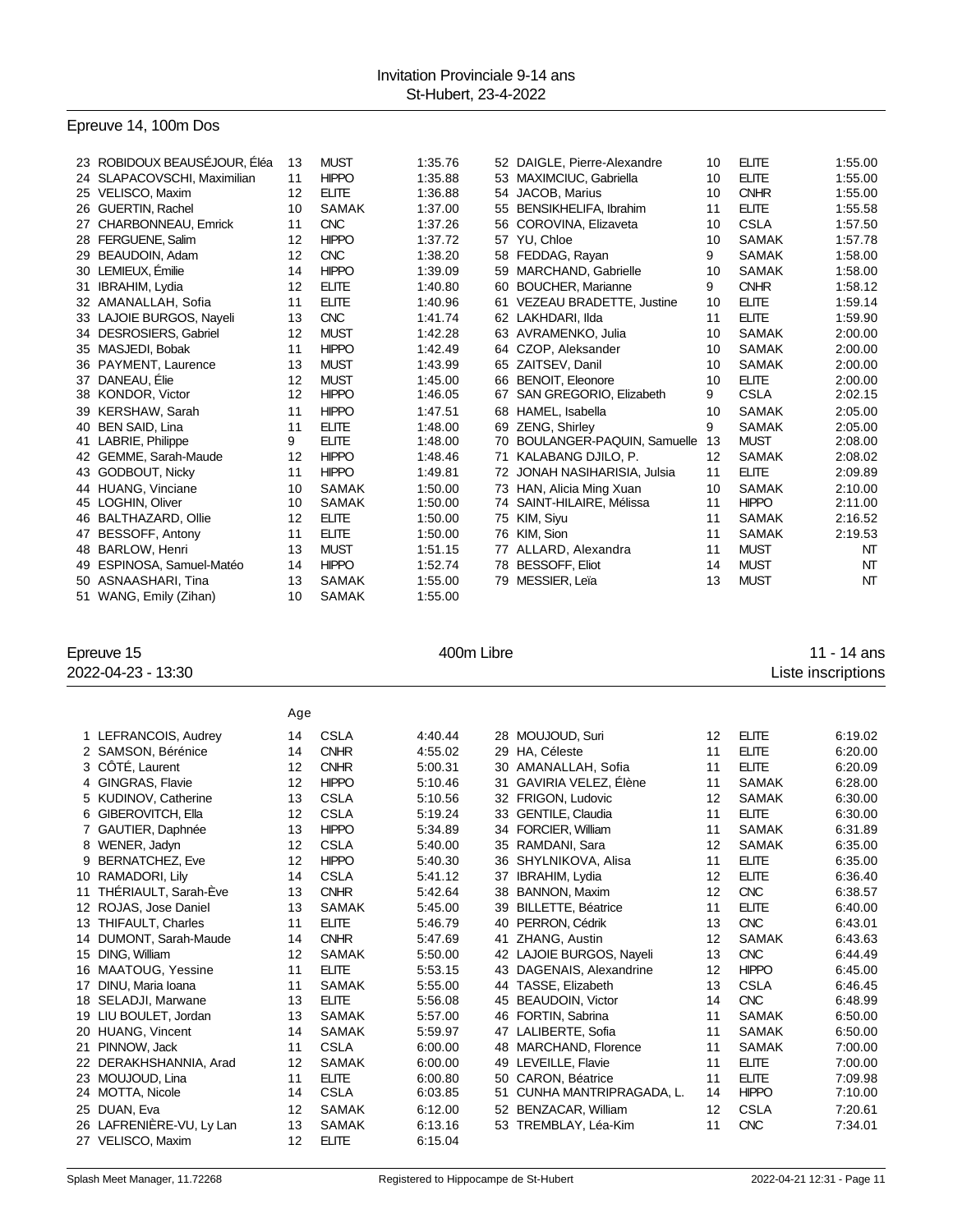Invitation Provinciale 9-14 ans
St-Hubert, 23-4-2022

## Epreuve 14, 100m Dos

| | | | | |
|---|---|---|---|---|
| 23 | ROBIDOUX BEAUSÉJOUR, Éléa | 13 | MUST | 1:35.76 |
| 24 | SLAPACOVSCHI, Maximilian | 11 | HIPPO | 1:35.88 |
| 25 | VELISCO, Maxim | 12 | ELITE | 1:36.88 |
| 26 | GUERTIN, Rachel | 10 | SAMAK | 1:37.00 |
| 27 | CHARBONNEAU, Emrick | 11 | CNC | 1:37.26 |
| 28 | FERGUENE, Salim | 12 | HIPPO | 1:37.72 |
| 29 | BEAUDOIN, Adam | 12 | CNC | 1:38.20 |
| 30 | LEMIEUX, Émilie | 14 | HIPPO | 1:39.09 |
| 31 | IBRAHIM, Lydia | 12 | ELITE | 1:40.80 |
| 32 | AMANALLAH, Sofia | 11 | ELITE | 1:40.96 |
| 33 | LAJOIE BURGOS, Nayeli | 13 | CNC | 1:41.74 |
| 34 | DESROSIERS, Gabriel | 12 | MUST | 1:42.28 |
| 35 | MASJEDI, Bobak | 11 | HIPPO | 1:42.49 |
| 36 | PAYMENT, Laurence | 13 | MUST | 1:43.99 |
| 37 | DANEAU, Élie | 12 | MUST | 1:45.00 |
| 38 | KONDOR, Victor | 12 | HIPPO | 1:46.05 |
| 39 | KERSHAW, Sarah | 11 | HIPPO | 1:47.51 |
| 40 | BEN SAID, Lina | 11 | ELITE | 1:48.00 |
| 41 | LABRIE, Philippe | 9 | ELITE | 1:48.00 |
| 42 | GEMME, Sarah-Maude | 12 | HIPPO | 1:48.46 |
| 43 | GODBOUT, Nicky | 11 | HIPPO | 1:49.81 |
| 44 | HUANG, Vinciane | 10 | SAMAK | 1:50.00 |
| 45 | LOGHIN, Oliver | 10 | SAMAK | 1:50.00 |
| 46 | BALTHAZARD, Ollie | 12 | ELITE | 1:50.00 |
| 47 | BESSOFF, Antony | 11 | ELITE | 1:50.00 |
| 48 | BARLOW, Henri | 13 | MUST | 1:51.15 |
| 49 | ESPINOSA, Samuel-Matéo | 14 | HIPPO | 1:52.74 |
| 50 | ASNAASHARI, Tina | 13 | SAMAK | 1:55.00 |
| 51 | WANG, Emily (Zihan) | 10 | SAMAK | 1:55.00 |
| 52 | DAIGLE, Pierre-Alexandre | 10 | ELITE | 1:55.00 |
| 53 | MAXIMCIUC, Gabriella | 10 | ELITE | 1:55.00 |
| 54 | JACOB, Marius | 10 | CNHR | 1:55.00 |
| 55 | BENSIKHELIFA, Ibrahim | 11 | ELITE | 1:55.58 |
| 56 | COROVINA, Elizaveta | 10 | CSLA | 1:57.50 |
| 57 | YU, Chloe | 10 | SAMAK | 1:57.78 |
| 58 | FEDDAG, Rayan | 9 | SAMAK | 1:58.00 |
| 59 | MARCHAND, Gabrielle | 10 | SAMAK | 1:58.00 |
| 60 | BOUCHER, Marianne | 9 | CNHR | 1:58.12 |
| 61 | VEZEAU BRADETTE, Justine | 10 | ELITE | 1:59.14 |
| 62 | LAKHDARI, Ilda | 11 | ELITE | 1:59.90 |
| 63 | AVRAMENKO, Julia | 10 | SAMAK | 2:00.00 |
| 64 | CZOP, Aleksander | 10 | SAMAK | 2:00.00 |
| 65 | ZAITSEV, Danil | 10 | SAMAK | 2:00.00 |
| 66 | BENOIT, Eleonore | 10 | ELITE | 2:00.00 |
| 67 | SAN GREGORIO, Elizabeth | 9 | CSLA | 2:02.15 |
| 68 | HAMEL, Isabella | 10 | SAMAK | 2:05.00 |
| 69 | ZENG, Shirley | 9 | SAMAK | 2:05.00 |
| 70 | BOULANGER-PAQUIN, Samuelle | 13 | MUST | 2:08.00 |
| 71 | KALABANG DJILO, P. | 12 | SAMAK | 2:08.02 |
| 72 | JONAH NASIHARISIA, Julsia | 11 | ELITE | 2:09.89 |
| 73 | HAN, Alicia Ming Xuan | 10 | SAMAK | 2:10.00 |
| 74 | SAINT-HILAIRE, Mélissa | 11 | HIPPO | 2:11.00 |
| 75 | KIM, Siyu | 11 | SAMAK | 2:16.52 |
| 76 | KIM, Sion | 11 | SAMAK | 2:19.53 |
| 77 | ALLARD, Alexandra | 11 | MUST | NT |
| 78 | BESSOFF, Eliot | 14 | MUST | NT |
| 79 | MESSIER, Leïa | 13 | MUST | NT |

## Epreuve 15 — 400m Libre — 11 - 14 ans

2022-04-23 - 13:30 — Liste inscriptions

| | | Age | | |
|---|---|---|---|---|
| 1 | LEFRANCOIS, Audrey | 14 | CSLA | 4:40.44 |
| 2 | SAMSON, Bérénice | 14 | CNHR | 4:55.02 |
| 3 | CÔTÉ, Laurent | 12 | CNHR | 5:00.31 |
| 4 | GINGRAS, Flavie | 12 | HIPPO | 5:10.46 |
| 5 | KUDINOV, Catherine | 13 | CSLA | 5:10.56 |
| 6 | GIBEROVITCH, Ella | 12 | CSLA | 5:19.24 |
| 7 | GAUTIER, Daphnée | 13 | HIPPO | 5:34.89 |
| 8 | WENER, Jadyn | 12 | CSLA | 5:40.00 |
| 9 | BERNATCHEZ, Eve | 12 | HIPPO | 5:40.30 |
| 10 | RAMADORI, Lily | 14 | CSLA | 5:41.12 |
| 11 | THÉRIAULT, Sarah-Ève | 13 | CNHR | 5:42.64 |
| 12 | ROJAS, Jose Daniel | 13 | SAMAK | 5:45.00 |
| 13 | THIFAULT, Charles | 11 | ELITE | 5:46.79 |
| 14 | DUMONT, Sarah-Maude | 14 | CNHR | 5:47.69 |
| 15 | DING, William | 12 | SAMAK | 5:50.00 |
| 16 | MAATOUG, Yessine | 11 | ELITE | 5:53.15 |
| 17 | DINU, Maria Ioana | 11 | SAMAK | 5:55.00 |
| 18 | SELADJI, Marwane | 13 | ELITE | 5:56.08 |
| 19 | LIU BOULET, Jordan | 13 | SAMAK | 5:57.00 |
| 20 | HUANG, Vincent | 14 | SAMAK | 5:59.97 |
| 21 | PINNOW, Jack | 11 | CSLA | 6:00.00 |
| 22 | DERAKHSHANNIA, Arad | 12 | SAMAK | 6:00.00 |
| 23 | MOUJOUD, Lina | 11 | ELITE | 6:00.80 |
| 24 | MOTTA, Nicole | 14 | CSLA | 6:03.85 |
| 25 | DUAN, Eva | 12 | SAMAK | 6:12.00 |
| 26 | LAFRENIÈRE-VU, Ly Lan | 13 | SAMAK | 6:13.16 |
| 27 | VELISCO, Maxim | 12 | ELITE | 6:15.04 |
| 28 | MOUJOUD, Suri | 12 | ELITE | 6:19.02 |
| 29 | HA, Céleste | 11 | ELITE | 6:20.00 |
| 30 | AMANALLAH, Sofia | 11 | ELITE | 6:20.09 |
| 31 | GAVIRIA VELEZ, Élène | 11 | SAMAK | 6:28.00 |
| 32 | FRIGON, Ludovic | 12 | SAMAK | 6:30.00 |
| 33 | GENTILE, Claudia | 11 | ELITE | 6:30.00 |
| 34 | FORCIER, William | 11 | SAMAK | 6:31.89 |
| 35 | RAMDANI, Sara | 12 | SAMAK | 6:35.00 |
| 36 | SHYLNIKOVA, Alisa | 11 | ELITE | 6:35.00 |
| 37 | IBRAHIM, Lydia | 12 | ELITE | 6:36.40 |
| 38 | BANNON, Maxim | 12 | CNC | 6:38.57 |
| 39 | BILLETTE, Béatrice | 11 | ELITE | 6:40.00 |
| 40 | PERRON, Cédrik | 13 | CNC | 6:43.01 |
| 41 | ZHANG, Austin | 12 | SAMAK | 6:43.63 |
| 42 | LAJOIE BURGOS, Nayeli | 13 | CNC | 6:44.49 |
| 43 | DAGENAIS, Alexandrine | 12 | HIPPO | 6:45.00 |
| 44 | TASSE, Elizabeth | 13 | CSLA | 6:46.45 |
| 45 | BEAUDOIN, Victor | 14 | CNC | 6:48.99 |
| 46 | FORTIN, Sabrina | 11 | SAMAK | 6:50.00 |
| 47 | LALIBERTE, Sofia | 11 | SAMAK | 6:50.00 |
| 48 | MARCHAND, Florence | 11 | SAMAK | 7:00.00 |
| 49 | LEVEILLE, Flavie | 11 | ELITE | 7:00.00 |
| 50 | CARON, Béatrice | 11 | ELITE | 7:09.98 |
| 51 | CUNHA MANTRIPRAGADA, L. | 14 | HIPPO | 7:10.00 |
| 52 | BENZACAR, William | 12 | CSLA | 7:20.61 |
| 53 | TREMBLAY, Léa-Kim | 11 | CNC | 7:34.01 |